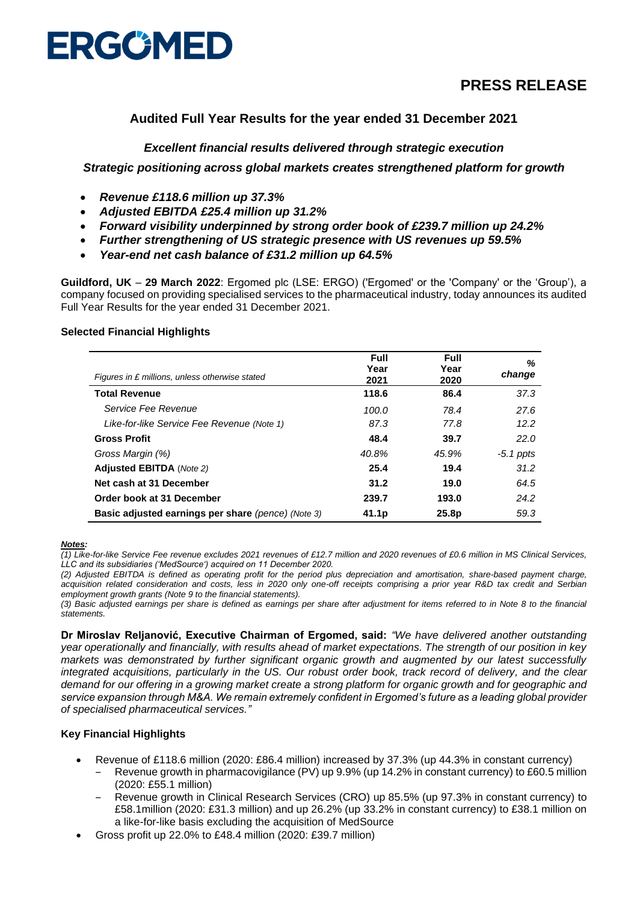# ERGOMED

## PRESS RELEASE

### Audited Full Year Results for the year ended 31 December 2021

***Excellent financial results delivered through strategic execution***

***Strategic positioning across global markets creates strengthened platform for growth***

- ***Revenue £118.6 million up 37.3%***
- ***Adjusted EBITDA £25.4 million up 31.2%***
- ***Forward visibility underpinned by strong order book of £239.7 million up 24.2%***
- ***Further strengthening of US strategic presence with US revenues up 59.5%***
- ***Year-end net cash balance of £31.2 million up 64.5%***

**Guildford, UK** – **29 March 2022**: Ergomed plc (LSE: ERGO) ('Ergomed' or the 'Company' or the 'Group'), a company focused on providing specialised services to the pharmaceutical industry, today announces its audited Full Year Results for the year ended 31 December 2021.

**Selected Financial Highlights**

| *Figures in £ millions, unless otherwise stated* | **Full Year 2021** | **Full Year 2020** | ***% change*** |
|---|---|---|---|
| **Total Revenue** | **118.6** | **86.4** | *37.3* |
| *Service Fee Revenue* | *100.0* | *78.4* | *27.6* |
| *Like-for-like Service Fee Revenue (Note 1)* | *87.3* | *77.8* | *12.2* |
| **Gross Profit** | **48.4** | **39.7** | *22.0* |
| *Gross Margin (%)* | *40.8%* | *45.9%* | *-5.1 ppts* |
| **Adjusted EBITDA** *(Note 2)* | **25.4** | **19.4** | *31.2* |
| **Net cash at 31 December** | **31.2** | **19.0** | *64.5* |
| **Order book at 31 December** | **239.7** | **193.0** | *24.2* |
| **Basic adjusted earnings per share** *(pence) (Note 3)* | **41.1p** | **25.8p** | *59.3* |

***Notes:***

*(1) Like-for-like Service Fee revenue excludes 2021 revenues of £12.7 million and 2020 revenues of £0.6 million in MS Clinical Services, LLC and its subsidiaries ('MedSource') acquired on 11 December 2020.*

*(2) Adjusted EBITDA is defined as operating profit for the period plus depreciation and amortisation, share-based payment charge, acquisition related consideration and costs, less in 2020 only one-off receipts comprising a prior year R&D tax credit and Serbian employment growth grants (Note 9 to the financial statements).*

*(3) Basic adjusted earnings per share is defined as earnings per share after adjustment for items referred to in Note 8 to the financial statements.*

**Dr Miroslav Reljanović, Executive Chairman of Ergomed, said:** *"We have delivered another outstanding year operationally and financially, with results ahead of market expectations. The strength of our position in key markets was demonstrated by further significant organic growth and augmented by our latest successfully integrated acquisitions, particularly in the US. Our robust order book, track record of delivery, and the clear demand for our offering in a growing market create a strong platform for organic growth and for geographic and service expansion through M&A. We remain extremely confident in Ergomed's future as a leading global provider of specialised pharmaceutical services."*

**Key Financial Highlights**

- Revenue of £118.6 million (2020: £86.4 million) increased by 37.3% (up 44.3% in constant currency)
  - Revenue growth in pharmacovigilance (PV) up 9.9% (up 14.2% in constant currency) to £60.5 million (2020: £55.1 million)
  - Revenue growth in Clinical Research Services (CRO) up 85.5% (up 97.3% in constant currency) to £58.1million (2020: £31.3 million) and up 26.2% (up 33.2% in constant currency) to £38.1 million on a like-for-like basis excluding the acquisition of MedSource
- Gross profit up 22.0% to £48.4 million (2020: £39.7 million)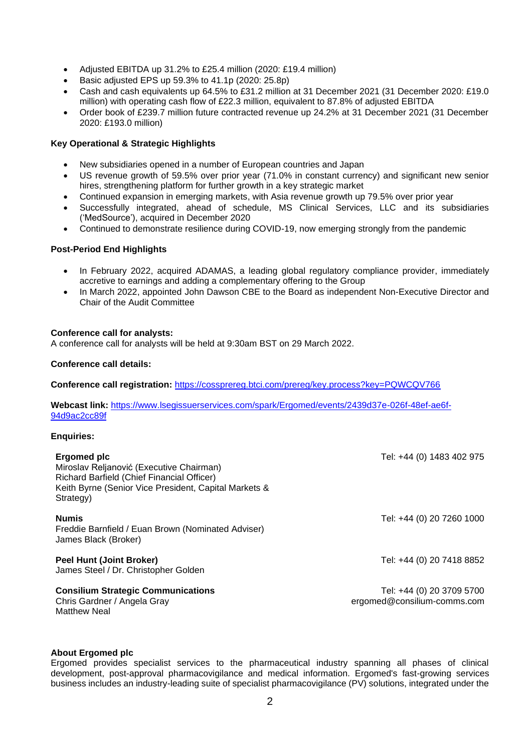- Adjusted EBITDA up 31.2% to £25.4 million (2020: £19.4 million)
- Basic adjusted EPS up 59.3% to 41.1p (2020: 25.8p)
- Cash and cash equivalents up 64.5% to £31.2 million at 31 December 2021 (31 December 2020: £19.0 million) with operating cash flow of £22.3 million, equivalent to 87.8% of adjusted EBITDA
- Order book of £239.7 million future contracted revenue up 24.2% at 31 December 2021 (31 December 2020: £193.0 million)

**Key Operational & Strategic Highlights**

- New subsidiaries opened in a number of European countries and Japan
- US revenue growth of 59.5% over prior year (71.0% in constant currency) and significant new senior hires, strengthening platform for further growth in a key strategic market
- Continued expansion in emerging markets, with Asia revenue growth up 79.5% over prior year
- Successfully integrated, ahead of schedule, MS Clinical Services, LLC and its subsidiaries ('MedSource'), acquired in December 2020
- Continued to demonstrate resilience during COVID-19, now emerging strongly from the pandemic

**Post-Period End Highlights**

- In February 2022, acquired ADAMAS, a leading global regulatory compliance provider, immediately accretive to earnings and adding a complementary offering to the Group
- In March 2022, appointed John Dawson CBE to the Board as independent Non-Executive Director and Chair of the Audit Committee

**Conference call for analysts:**
A conference call for analysts will be held at 9:30am BST on 29 March 2022.

**Conference call details:**

**Conference call registration:** https://cossprereg.btci.com/prereg/key.process?key=PQWCQV766

**Webcast link:** https://www.lsegissuerservices.com/spark/Ergomed/events/2439d37e-026f-48ef-ae6f-94d9ac2cc89f

**Enquiries:**

| | |
|---|---|
| **Ergomed plc**<br>Miroslav Reljanović (Executive Chairman)<br>Richard Barfield (Chief Financial Officer)<br>Keith Byrne (Senior Vice President, Capital Markets & Strategy) | Tel: +44 (0) 1483 402 975 |
| **Numis**<br>Freddie Barnfield / Euan Brown (Nominated Adviser)<br>James Black (Broker) | Tel: +44 (0) 20 7260 1000 |
| **Peel Hunt (Joint Broker)**<br>James Steel / Dr. Christopher Golden | Tel: +44 (0) 20 7418 8852 |
| **Consilium Strategic Communications**<br>Chris Gardner / Angela Gray<br>Matthew Neal | Tel: +44 (0) 20 3709 5700<br>ergomed@consilium-comms.com |

**About Ergomed plc**
Ergomed provides specialist services to the pharmaceutical industry spanning all phases of clinical development, post-approval pharmacovigilance and medical information. Ergomed's fast-growing services business includes an industry-leading suite of specialist pharmacovigilance (PV) solutions, integrated under the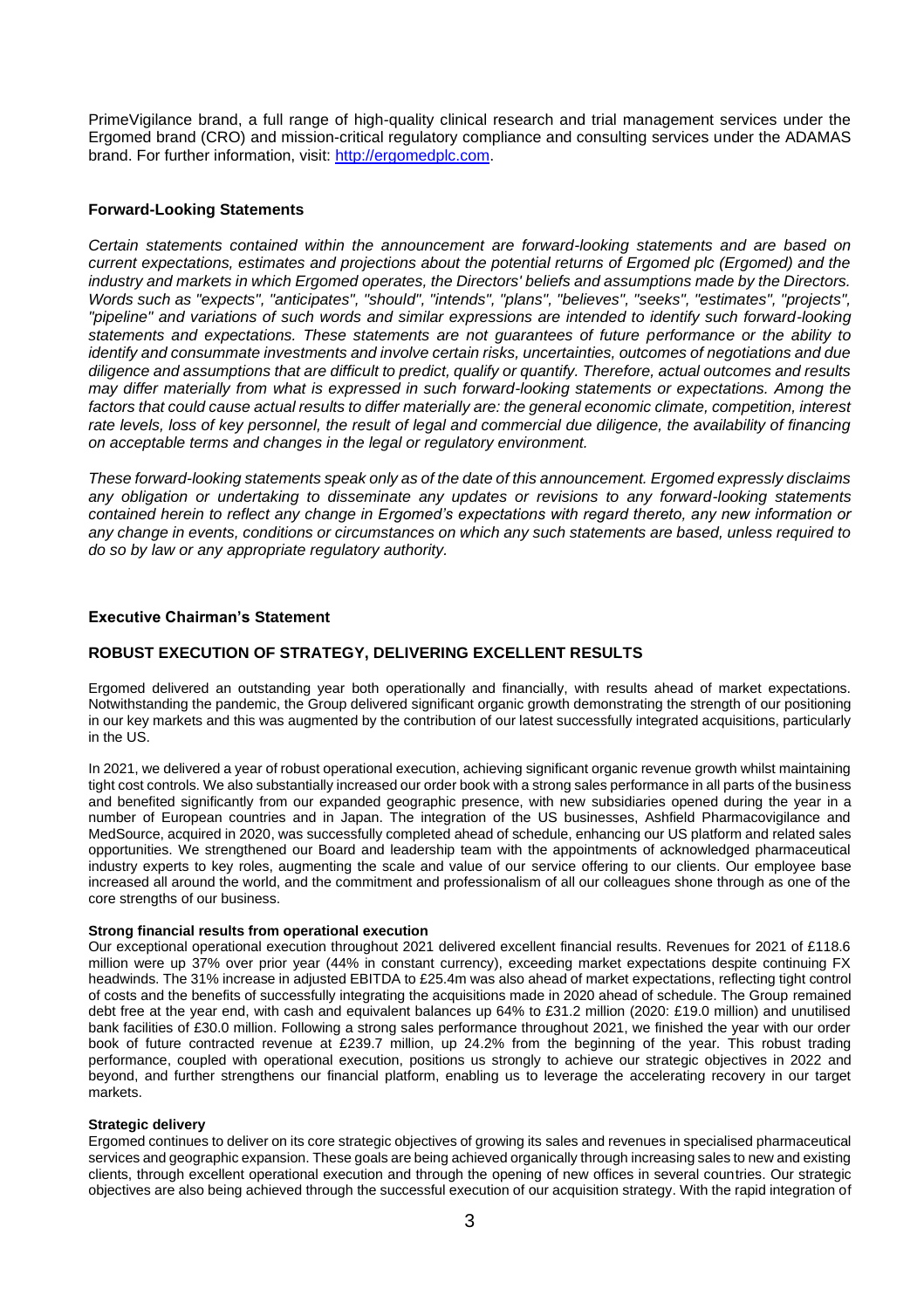PrimeVigilance brand, a full range of high-quality clinical research and trial management services under the Ergomed brand (CRO) and mission-critical regulatory compliance and consulting services under the ADAMAS brand. For further information, visit: [http://ergomedplc.com](http://ergomedplc.com).

### Forward-Looking Statements

*Certain statements contained within the announcement are forward-looking statements and are based on current expectations, estimates and projections about the potential returns of Ergomed plc (Ergomed) and the industry and markets in which Ergomed operates, the Directors' beliefs and assumptions made by the Directors. Words such as "expects", "anticipates", "should", "intends", "plans", "believes", "seeks", "estimates", "projects", "pipeline" and variations of such words and similar expressions are intended to identify such forward-looking statements and expectations. These statements are not guarantees of future performance or the ability to identify and consummate investments and involve certain risks, uncertainties, outcomes of negotiations and due diligence and assumptions that are difficult to predict, qualify or quantify. Therefore, actual outcomes and results may differ materially from what is expressed in such forward-looking statements or expectations. Among the factors that could cause actual results to differ materially are: the general economic climate, competition, interest rate levels, loss of key personnel, the result of legal and commercial due diligence, the availability of financing on acceptable terms and changes in the legal or regulatory environment.*

*These forward-looking statements speak only as of the date of this announcement. Ergomed expressly disclaims any obligation or undertaking to disseminate any updates or revisions to any forward-looking statements contained herein to reflect any change in Ergomed's expectations with regard thereto, any new information or any change in events, conditions or circumstances on which any such statements are based, unless required to do so by law or any appropriate regulatory authority.*

### Executive Chairman's Statement

### ROBUST EXECUTION OF STRATEGY, DELIVERING EXCELLENT RESULTS

Ergomed delivered an outstanding year both operationally and financially, with results ahead of market expectations. Notwithstanding the pandemic, the Group delivered significant organic growth demonstrating the strength of our positioning in our key markets and this was augmented by the contribution of our latest successfully integrated acquisitions, particularly in the US.

In 2021, we delivered a year of robust operational execution, achieving significant organic revenue growth whilst maintaining tight cost controls. We also substantially increased our order book with a strong sales performance in all parts of the business and benefited significantly from our expanded geographic presence, with new subsidiaries opened during the year in a number of European countries and in Japan. The integration of the US businesses, Ashfield Pharmacovigilance and MedSource, acquired in 2020, was successfully completed ahead of schedule, enhancing our US platform and related sales opportunities. We strengthened our Board and leadership team with the appointments of acknowledged pharmaceutical industry experts to key roles, augmenting the scale and value of our service offering to our clients. Our employee base increased all around the world, and the commitment and professionalism of all our colleagues shone through as one of the core strengths of our business.

**Strong financial results from operational execution**

Our exceptional operational execution throughout 2021 delivered excellent financial results. Revenues for 2021 of £118.6 million were up 37% over prior year (44% in constant currency), exceeding market expectations despite continuing FX headwinds. The 31% increase in adjusted EBITDA to £25.4m was also ahead of market expectations, reflecting tight control of costs and the benefits of successfully integrating the acquisitions made in 2020 ahead of schedule. The Group remained debt free at the year end, with cash and equivalent balances up 64% to £31.2 million (2020: £19.0 million) and unutilised bank facilities of £30.0 million. Following a strong sales performance throughout 2021, we finished the year with our order book of future contracted revenue at £239.7 million, up 24.2% from the beginning of the year. This robust trading performance, coupled with operational execution, positions us strongly to achieve our strategic objectives in 2022 and beyond, and further strengthens our financial platform, enabling us to leverage the accelerating recovery in our target markets.

**Strategic delivery**

Ergomed continues to deliver on its core strategic objectives of growing its sales and revenues in specialised pharmaceutical services and geographic expansion. These goals are being achieved organically through increasing sales to new and existing clients, through excellent operational execution and through the opening of new offices in several countries. Our strategic objectives are also being achieved through the successful execution of our acquisition strategy. With the rapid integration of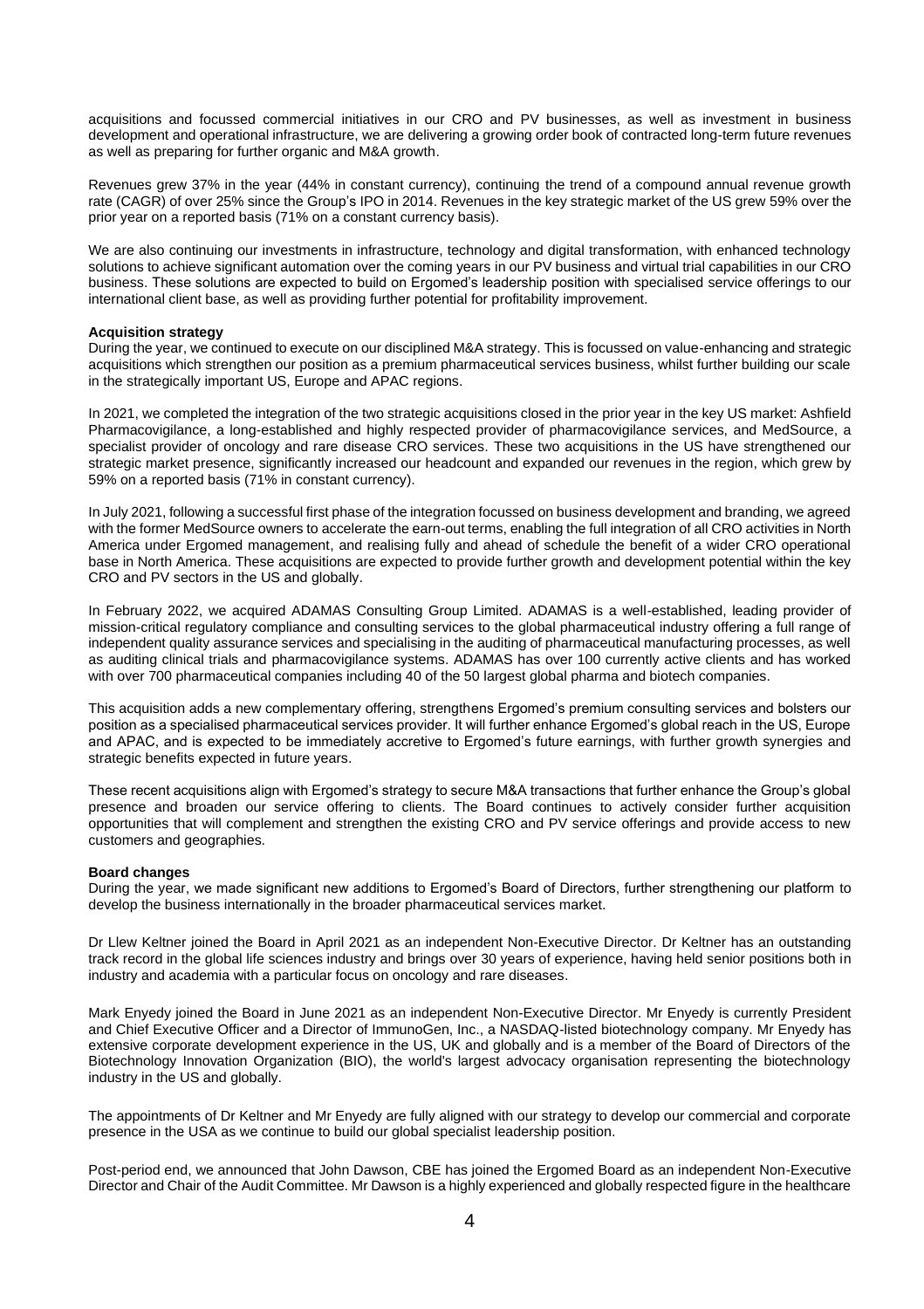acquisitions and focussed commercial initiatives in our CRO and PV businesses, as well as investment in business development and operational infrastructure, we are delivering a growing order book of contracted long-term future revenues as well as preparing for further organic and M&A growth.

Revenues grew 37% in the year (44% in constant currency), continuing the trend of a compound annual revenue growth rate (CAGR) of over 25% since the Group's IPO in 2014. Revenues in the key strategic market of the US grew 59% over the prior year on a reported basis (71% on a constant currency basis).

We are also continuing our investments in infrastructure, technology and digital transformation, with enhanced technology solutions to achieve significant automation over the coming years in our PV business and virtual trial capabilities in our CRO business. These solutions are expected to build on Ergomed's leadership position with specialised service offerings to our international client base, as well as providing further potential for profitability improvement.

**Acquisition strategy**

During the year, we continued to execute on our disciplined M&A strategy. This is focussed on value-enhancing and strategic acquisitions which strengthen our position as a premium pharmaceutical services business, whilst further building our scale in the strategically important US, Europe and APAC regions.

In 2021, we completed the integration of the two strategic acquisitions closed in the prior year in the key US market: Ashfield Pharmacovigilance, a long-established and highly respected provider of pharmacovigilance services, and MedSource, a specialist provider of oncology and rare disease CRO services. These two acquisitions in the US have strengthened our strategic market presence, significantly increased our headcount and expanded our revenues in the region, which grew by 59% on a reported basis (71% in constant currency).

In July 2021, following a successful first phase of the integration focussed on business development and branding, we agreed with the former MedSource owners to accelerate the earn-out terms, enabling the full integration of all CRO activities in North America under Ergomed management, and realising fully and ahead of schedule the benefit of a wider CRO operational base in North America. These acquisitions are expected to provide further growth and development potential within the key CRO and PV sectors in the US and globally.

In February 2022, we acquired ADAMAS Consulting Group Limited. ADAMAS is a well-established, leading provider of mission-critical regulatory compliance and consulting services to the global pharmaceutical industry offering a full range of independent quality assurance services and specialising in the auditing of pharmaceutical manufacturing processes, as well as auditing clinical trials and pharmacovigilance systems. ADAMAS has over 100 currently active clients and has worked with over 700 pharmaceutical companies including 40 of the 50 largest global pharma and biotech companies.

This acquisition adds a new complementary offering, strengthens Ergomed's premium consulting services and bolsters our position as a specialised pharmaceutical services provider. It will further enhance Ergomed's global reach in the US, Europe and APAC, and is expected to be immediately accretive to Ergomed's future earnings, with further growth synergies and strategic benefits expected in future years.

These recent acquisitions align with Ergomed's strategy to secure M&A transactions that further enhance the Group's global presence and broaden our service offering to clients. The Board continues to actively consider further acquisition opportunities that will complement and strengthen the existing CRO and PV service offerings and provide access to new customers and geographies.

**Board changes**

During the year, we made significant new additions to Ergomed's Board of Directors, further strengthening our platform to develop the business internationally in the broader pharmaceutical services market.

Dr Llew Keltner joined the Board in April 2021 as an independent Non-Executive Director. Dr Keltner has an outstanding track record in the global life sciences industry and brings over 30 years of experience, having held senior positions both in industry and academia with a particular focus on oncology and rare diseases.

Mark Enyedy joined the Board in June 2021 as an independent Non-Executive Director. Mr Enyedy is currently President and Chief Executive Officer and a Director of ImmunoGen, Inc., a NASDAQ-listed biotechnology company. Mr Enyedy has extensive corporate development experience in the US, UK and globally and is a member of the Board of Directors of the Biotechnology Innovation Organization (BIO), the world's largest advocacy organisation representing the biotechnology industry in the US and globally.

The appointments of Dr Keltner and Mr Enyedy are fully aligned with our strategy to develop our commercial and corporate presence in the USA as we continue to build our global specialist leadership position.

Post-period end, we announced that John Dawson, CBE has joined the Ergomed Board as an independent Non-Executive Director and Chair of the Audit Committee. Mr Dawson is a highly experienced and globally respected figure in the healthcare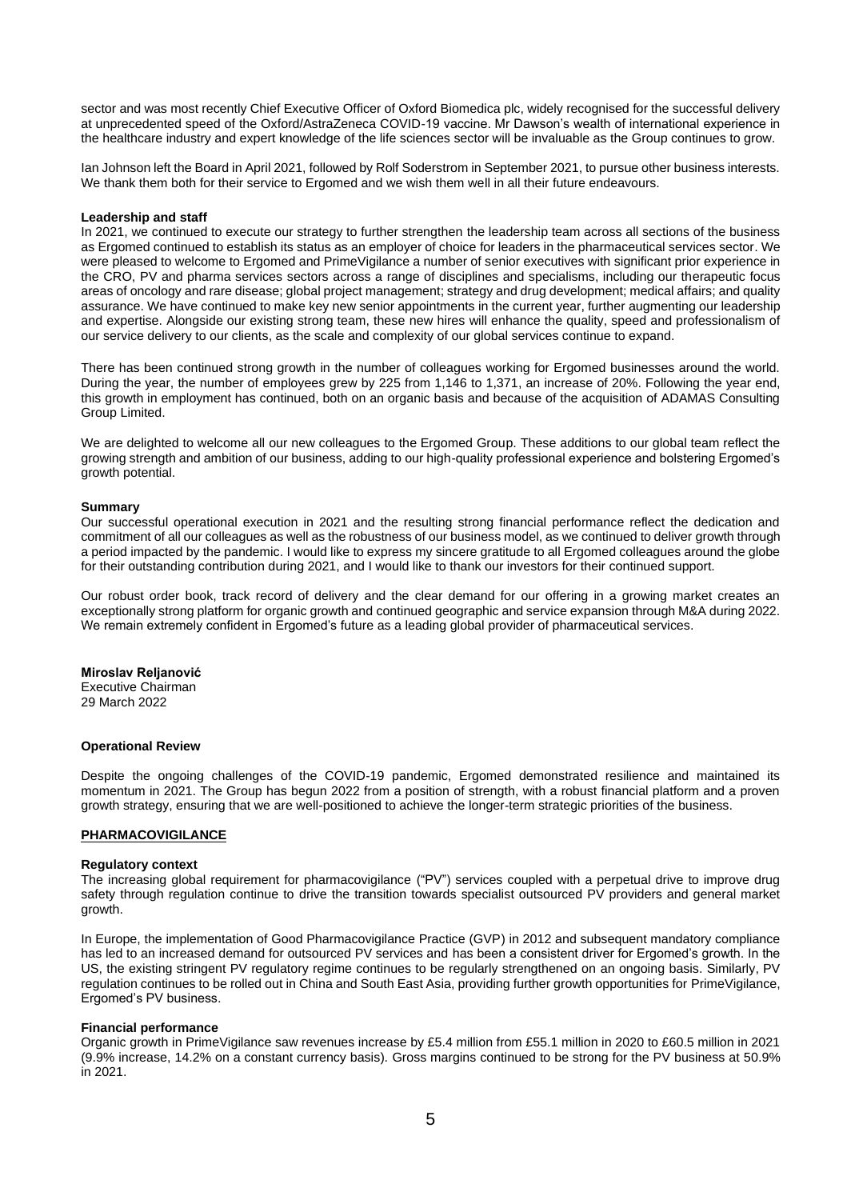sector and was most recently Chief Executive Officer of Oxford Biomedica plc, widely recognised for the successful delivery at unprecedented speed of the Oxford/AstraZeneca COVID-19 vaccine. Mr Dawson's wealth of international experience in the healthcare industry and expert knowledge of the life sciences sector will be invaluable as the Group continues to grow.

Ian Johnson left the Board in April 2021, followed by Rolf Soderstrom in September 2021, to pursue other business interests. We thank them both for their service to Ergomed and we wish them well in all their future endeavours.

**Leadership and staff**

In 2021, we continued to execute our strategy to further strengthen the leadership team across all sections of the business as Ergomed continued to establish its status as an employer of choice for leaders in the pharmaceutical services sector. We were pleased to welcome to Ergomed and PrimeVigilance a number of senior executives with significant prior experience in the CRO, PV and pharma services sectors across a range of disciplines and specialisms, including our therapeutic focus areas of oncology and rare disease; global project management; strategy and drug development; medical affairs; and quality assurance. We have continued to make key new senior appointments in the current year, further augmenting our leadership and expertise. Alongside our existing strong team, these new hires will enhance the quality, speed and professionalism of our service delivery to our clients, as the scale and complexity of our global services continue to expand.

There has been continued strong growth in the number of colleagues working for Ergomed businesses around the world. During the year, the number of employees grew by 225 from 1,146 to 1,371, an increase of 20%. Following the year end, this growth in employment has continued, both on an organic basis and because of the acquisition of ADAMAS Consulting Group Limited.

We are delighted to welcome all our new colleagues to the Ergomed Group. These additions to our global team reflect the growing strength and ambition of our business, adding to our high-quality professional experience and bolstering Ergomed's growth potential.

**Summary**

Our successful operational execution in 2021 and the resulting strong financial performance reflect the dedication and commitment of all our colleagues as well as the robustness of our business model, as we continued to deliver growth through a period impacted by the pandemic. I would like to express my sincere gratitude to all Ergomed colleagues around the globe for their outstanding contribution during 2021, and I would like to thank our investors for their continued support.

Our robust order book, track record of delivery and the clear demand for our offering in a growing market creates an exceptionally strong platform for organic growth and continued geographic and service expansion through M&A during 2022. We remain extremely confident in Ergomed's future as a leading global provider of pharmaceutical services.

**Miroslav Reljanović**
Executive Chairman
29 March 2022

## Operational Review

Despite the ongoing challenges of the COVID-19 pandemic, Ergomed demonstrated resilience and maintained its momentum in 2021. The Group has begun 2022 from a position of strength, with a robust financial platform and a proven growth strategy, ensuring that we are well-positioned to achieve the longer-term strategic priorities of the business.

### PHARMACOVIGILANCE

**Regulatory context**

The increasing global requirement for pharmacovigilance ("PV") services coupled with a perpetual drive to improve drug safety through regulation continue to drive the transition towards specialist outsourced PV providers and general market growth.

In Europe, the implementation of Good Pharmacovigilance Practice (GVP) in 2012 and subsequent mandatory compliance has led to an increased demand for outsourced PV services and has been a consistent driver for Ergomed's growth. In the US, the existing stringent PV regulatory regime continues to be regularly strengthened on an ongoing basis. Similarly, PV regulation continues to be rolled out in China and South East Asia, providing further growth opportunities for PrimeVigilance, Ergomed's PV business.

**Financial performance**

Organic growth in PrimeVigilance saw revenues increase by £5.4 million from £55.1 million in 2020 to £60.5 million in 2021 (9.9% increase, 14.2% on a constant currency basis). Gross margins continued to be strong for the PV business at 50.9% in 2021.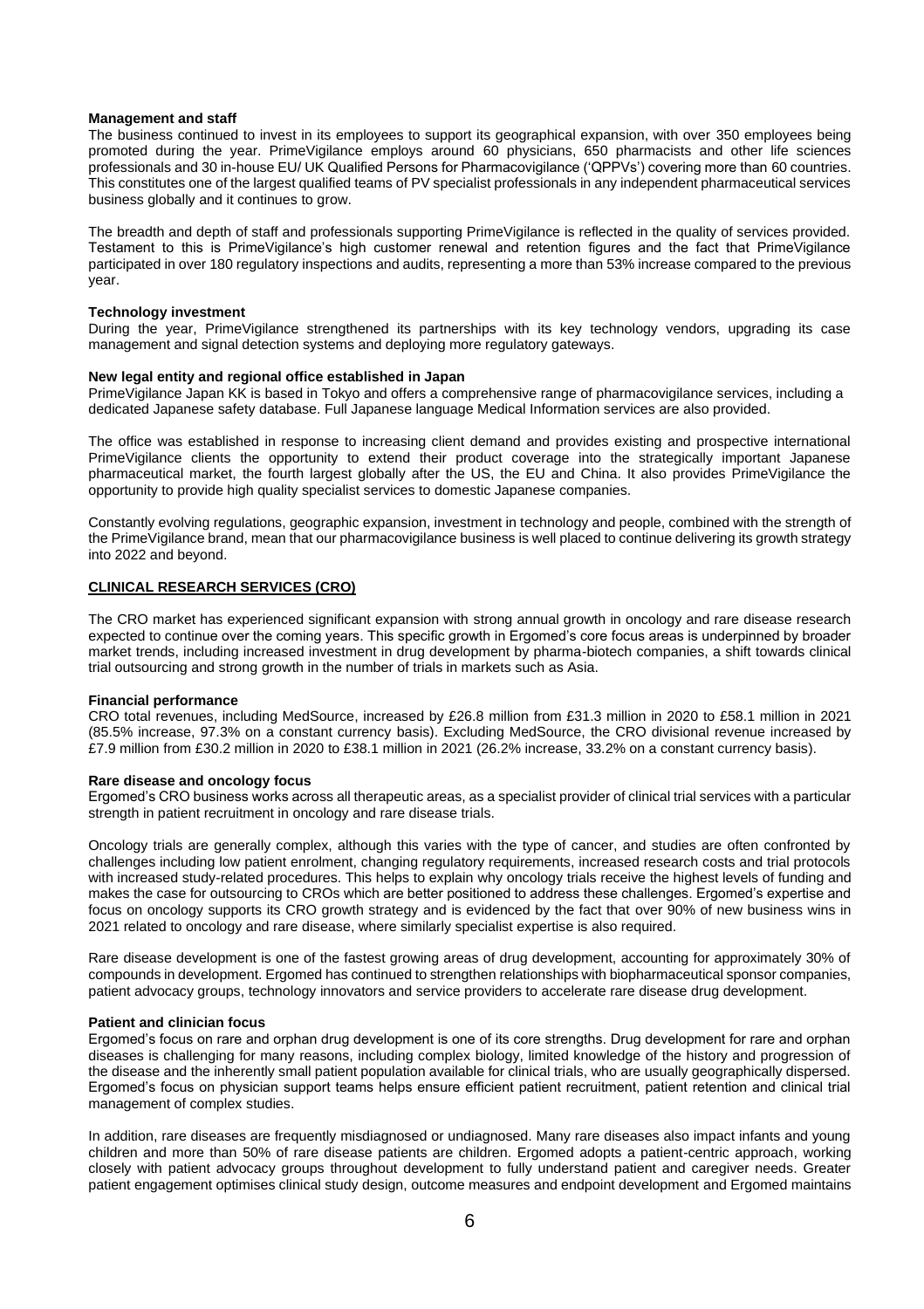**Management and staff**

The business continued to invest in its employees to support its geographical expansion, with over 350 employees being promoted during the year. PrimeVigilance employs around 60 physicians, 650 pharmacists and other life sciences professionals and 30 in-house EU/ UK Qualified Persons for Pharmacovigilance ('QPPVs') covering more than 60 countries. This constitutes one of the largest qualified teams of PV specialist professionals in any independent pharmaceutical services business globally and it continues to grow.

The breadth and depth of staff and professionals supporting PrimeVigilance is reflected in the quality of services provided. Testament to this is PrimeVigilance's high customer renewal and retention figures and the fact that PrimeVigilance participated in over 180 regulatory inspections and audits, representing a more than 53% increase compared to the previous year.

**Technology investment**

During the year, PrimeVigilance strengthened its partnerships with its key technology vendors, upgrading its case management and signal detection systems and deploying more regulatory gateways.

**New legal entity and regional office established in Japan**

PrimeVigilance Japan KK is based in Tokyo and offers a comprehensive range of pharmacovigilance services, including a dedicated Japanese safety database. Full Japanese language Medical Information services are also provided.

The office was established in response to increasing client demand and provides existing and prospective international PrimeVigilance clients the opportunity to extend their product coverage into the strategically important Japanese pharmaceutical market, the fourth largest globally after the US, the EU and China. It also provides PrimeVigilance the opportunity to provide high quality specialist services to domestic Japanese companies.

Constantly evolving regulations, geographic expansion, investment in technology and people, combined with the strength of the PrimeVigilance brand, mean that our pharmacovigilance business is well placed to continue delivering its growth strategy into 2022 and beyond.

## CLINICAL RESEARCH SERVICES (CRO)

The CRO market has experienced significant expansion with strong annual growth in oncology and rare disease research expected to continue over the coming years. This specific growth in Ergomed's core focus areas is underpinned by broader market trends, including increased investment in drug development by pharma-biotech companies, a shift towards clinical trial outsourcing and strong growth in the number of trials in markets such as Asia.

**Financial performance**

CRO total revenues, including MedSource, increased by £26.8 million from £31.3 million in 2020 to £58.1 million in 2021 (85.5% increase, 97.3% on a constant currency basis). Excluding MedSource, the CRO divisional revenue increased by £7.9 million from £30.2 million in 2020 to £38.1 million in 2021 (26.2% increase, 33.2% on a constant currency basis).

**Rare disease and oncology focus**

Ergomed's CRO business works across all therapeutic areas, as a specialist provider of clinical trial services with a particular strength in patient recruitment in oncology and rare disease trials.

Oncology trials are generally complex, although this varies with the type of cancer, and studies are often confronted by challenges including low patient enrolment, changing regulatory requirements, increased research costs and trial protocols with increased study-related procedures. This helps to explain why oncology trials receive the highest levels of funding and makes the case for outsourcing to CROs which are better positioned to address these challenges. Ergomed's expertise and focus on oncology supports its CRO growth strategy and is evidenced by the fact that over 90% of new business wins in 2021 related to oncology and rare disease, where similarly specialist expertise is also required.

Rare disease development is one of the fastest growing areas of drug development, accounting for approximately 30% of compounds in development. Ergomed has continued to strengthen relationships with biopharmaceutical sponsor companies, patient advocacy groups, technology innovators and service providers to accelerate rare disease drug development.

**Patient and clinician focus**

Ergomed's focus on rare and orphan drug development is one of its core strengths. Drug development for rare and orphan diseases is challenging for many reasons, including complex biology, limited knowledge of the history and progression of the disease and the inherently small patient population available for clinical trials, who are usually geographically dispersed. Ergomed's focus on physician support teams helps ensure efficient patient recruitment, patient retention and clinical trial management of complex studies.

In addition, rare diseases are frequently misdiagnosed or undiagnosed. Many rare diseases also impact infants and young children and more than 50% of rare disease patients are children. Ergomed adopts a patient-centric approach, working closely with patient advocacy groups throughout development to fully understand patient and caregiver needs. Greater patient engagement optimises clinical study design, outcome measures and endpoint development and Ergomed maintains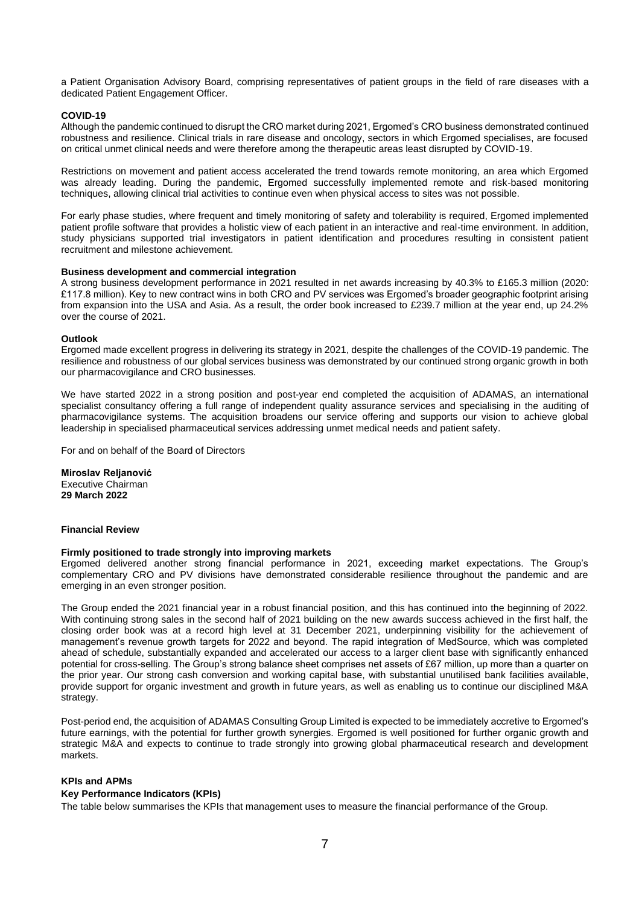a Patient Organisation Advisory Board, comprising representatives of patient groups in the field of rare diseases with a dedicated Patient Engagement Officer.

**COVID-19**

Although the pandemic continued to disrupt the CRO market during 2021, Ergomed's CRO business demonstrated continued robustness and resilience. Clinical trials in rare disease and oncology, sectors in which Ergomed specialises, are focused on critical unmet clinical needs and were therefore among the therapeutic areas least disrupted by COVID-19.

Restrictions on movement and patient access accelerated the trend towards remote monitoring, an area which Ergomed was already leading. During the pandemic, Ergomed successfully implemented remote and risk-based monitoring techniques, allowing clinical trial activities to continue even when physical access to sites was not possible.

For early phase studies, where frequent and timely monitoring of safety and tolerability is required, Ergomed implemented patient profile software that provides a holistic view of each patient in an interactive and real-time environment. In addition, study physicians supported trial investigators in patient identification and procedures resulting in consistent patient recruitment and milestone achievement.

**Business development and commercial integration**

A strong business development performance in 2021 resulted in net awards increasing by 40.3% to £165.3 million (2020: £117.8 million). Key to new contract wins in both CRO and PV services was Ergomed's broader geographic footprint arising from expansion into the USA and Asia. As a result, the order book increased to £239.7 million at the year end, up 24.2% over the course of 2021.

**Outlook**

Ergomed made excellent progress in delivering its strategy in 2021, despite the challenges of the COVID-19 pandemic. The resilience and robustness of our global services business was demonstrated by our continued strong organic growth in both our pharmacovigilance and CRO businesses.

We have started 2022 in a strong position and post-year end completed the acquisition of ADAMAS, an international specialist consultancy offering a full range of independent quality assurance services and specialising in the auditing of pharmacovigilance systems. The acquisition broadens our service offering and supports our vision to achieve global leadership in specialised pharmaceutical services addressing unmet medical needs and patient safety.

For and on behalf of the Board of Directors

**Miroslav Reljanović**
Executive Chairman
**29 March 2022**

## Financial Review

**Firmly positioned to trade strongly into improving markets**

Ergomed delivered another strong financial performance in 2021, exceeding market expectations. The Group's complementary CRO and PV divisions have demonstrated considerable resilience throughout the pandemic and are emerging in an even stronger position.

The Group ended the 2021 financial year in a robust financial position, and this has continued into the beginning of 2022. With continuing strong sales in the second half of 2021 building on the new awards success achieved in the first half, the closing order book was at a record high level at 31 December 2021, underpinning visibility for the achievement of management's revenue growth targets for 2022 and beyond. The rapid integration of MedSource, which was completed ahead of schedule, substantially expanded and accelerated our access to a larger client base with significantly enhanced potential for cross-selling. The Group's strong balance sheet comprises net assets of £67 million, up more than a quarter on the prior year. Our strong cash conversion and working capital base, with substantial unutilised bank facilities available, provide support for organic investment and growth in future years, as well as enabling us to continue our disciplined M&A strategy.

Post-period end, the acquisition of ADAMAS Consulting Group Limited is expected to be immediately accretive to Ergomed's future earnings, with the potential for further growth synergies. Ergomed is well positioned for further organic growth and strategic M&A and expects to continue to trade strongly into growing global pharmaceutical research and development markets.

**KPIs and APMs**

**Key Performance Indicators (KPIs)**

The table below summarises the KPIs that management uses to measure the financial performance of the Group.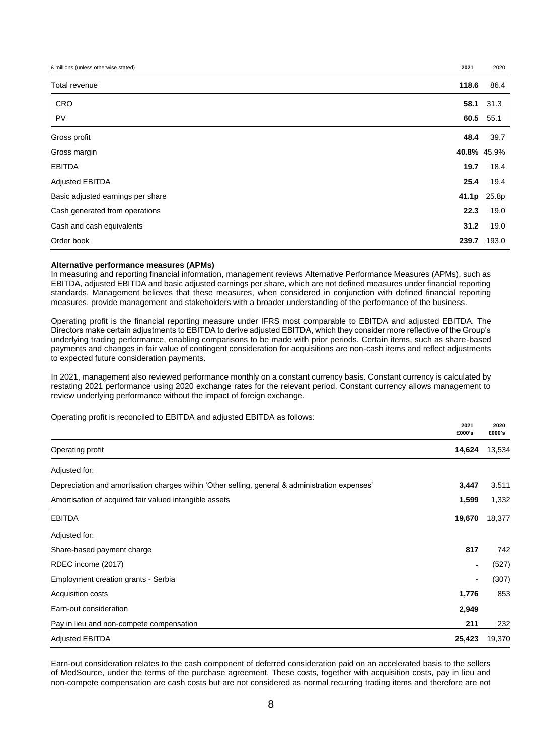| £ millions (unless otherwise stated) | 2021 | 2020 |
|---|---|---|
| Total revenue | **118.6** | 86.4 |
| CRO | **58.1** | 31.3 |
| PV | **60.5** | 55.1 |
| Gross profit | **48.4** | 39.7 |
| Gross margin | **40.8%** | 45.9% |
| EBITDA | **19.7** | 18.4 |
| Adjusted EBITDA | **25.4** | 19.4 |
| Basic adjusted earnings per share | **41.1p** | 25.8p |
| Cash generated from operations | **22.3** | 19.0 |
| Cash and cash equivalents | **31.2** | 19.0 |
| Order book | **239.7** | 193.0 |

**Alternative performance measures (APMs)**

In measuring and reporting financial information, management reviews Alternative Performance Measures (APMs), such as EBITDA, adjusted EBITDA and basic adjusted earnings per share, which are not defined measures under financial reporting standards. Management believes that these measures, when considered in conjunction with defined financial reporting measures, provide management and stakeholders with a broader understanding of the performance of the business.

Operating profit is the financial reporting measure under IFRS most comparable to EBITDA and adjusted EBITDA. The Directors make certain adjustments to EBITDA to derive adjusted EBITDA, which they consider more reflective of the Group's underlying trading performance, enabling comparisons to be made with prior periods. Certain items, such as share-based payments and changes in fair value of contingent consideration for acquisitions are non-cash items and reflect adjustments to expected future consideration payments.

In 2021, management also reviewed performance monthly on a constant currency basis. Constant currency is calculated by restating 2021 performance using 2020 exchange rates for the relevant period. Constant currency allows management to review underlying performance without the impact of foreign exchange.

Operating profit is reconciled to EBITDA and adjusted EBITDA as follows:

| | 2021 £000's | 2020 £000's |
|---|---|---|
| Operating profit | **14,624** | 13,534 |
| Adjusted for: | | |
| Depreciation and amortisation charges within 'Other selling, general & administration expenses' | **3,447** | 3.511 |
| Amortisation of acquired fair valued intangible assets | **1,599** | 1,332 |
| EBITDA | **19,670** | 18,377 |
| Adjusted for: | | |
| Share-based payment charge | **817** | 742 |
| RDEC income (2017) | **-** | (527) |
| Employment creation grants - Serbia | **-** | (307) |
| Acquisition costs | **1,776** | 853 |
| Earn-out consideration | **2,949** | |
| Pay in lieu and non-compete compensation | **211** | 232 |
| Adjusted EBITDA | **25,423** | 19,370 |

Earn-out consideration relates to the cash component of deferred consideration paid on an accelerated basis to the sellers of MedSource, under the terms of the purchase agreement. These costs, together with acquisition costs, pay in lieu and non-compete compensation are cash costs but are not considered as normal recurring trading items and therefore are not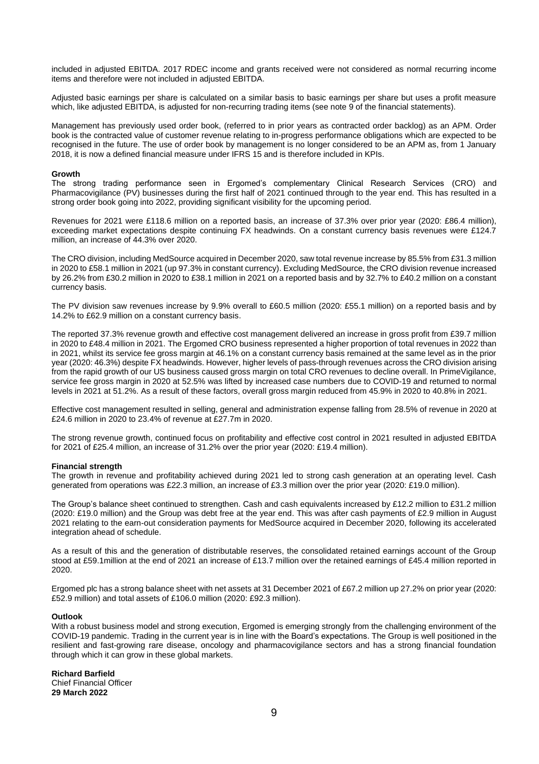included in adjusted EBITDA. 2017 RDEC income and grants received were not considered as normal recurring income items and therefore were not included in adjusted EBITDA.

Adjusted basic earnings per share is calculated on a similar basis to basic earnings per share but uses a profit measure which, like adjusted EBITDA, is adjusted for non-recurring trading items (see note 9 of the financial statements).

Management has previously used order book, (referred to in prior years as contracted order backlog) as an APM. Order book is the contracted value of customer revenue relating to in-progress performance obligations which are expected to be recognised in the future. The use of order book by management is no longer considered to be an APM as, from 1 January 2018, it is now a defined financial measure under IFRS 15 and is therefore included in KPIs.

**Growth**

The strong trading performance seen in Ergomed's complementary Clinical Research Services (CRO) and Pharmacovigilance (PV) businesses during the first half of 2021 continued through to the year end. This has resulted in a strong order book going into 2022, providing significant visibility for the upcoming period.

Revenues for 2021 were £118.6 million on a reported basis, an increase of 37.3% over prior year (2020: £86.4 million), exceeding market expectations despite continuing FX headwinds. On a constant currency basis revenues were £124.7 million, an increase of 44.3% over 2020.

The CRO division, including MedSource acquired in December 2020, saw total revenue increase by 85.5% from £31.3 million in 2020 to £58.1 million in 2021 (up 97.3% in constant currency). Excluding MedSource, the CRO division revenue increased by 26.2% from £30.2 million in 2020 to £38.1 million in 2021 on a reported basis and by 32.7% to £40.2 million on a constant currency basis.

The PV division saw revenues increase by 9.9% overall to £60.5 million (2020: £55.1 million) on a reported basis and by 14.2% to £62.9 million on a constant currency basis.

The reported 37.3% revenue growth and effective cost management delivered an increase in gross profit from £39.7 million in 2020 to £48.4 million in 2021. The Ergomed CRO business represented a higher proportion of total revenues in 2022 than in 2021, whilst its service fee gross margin at 46.1% on a constant currency basis remained at the same level as in the prior year (2020: 46.3%) despite FX headwinds. However, higher levels of pass-through revenues across the CRO division arising from the rapid growth of our US business caused gross margin on total CRO revenues to decline overall. In PrimeVigilance, service fee gross margin in 2020 at 52.5% was lifted by increased case numbers due to COVID-19 and returned to normal levels in 2021 at 51.2%. As a result of these factors, overall gross margin reduced from 45.9% in 2020 to 40.8% in 2021.

Effective cost management resulted in selling, general and administration expense falling from 28.5% of revenue in 2020 at £24.6 million in 2020 to 23.4% of revenue at £27.7m in 2020.

The strong revenue growth, continued focus on profitability and effective cost control in 2021 resulted in adjusted EBITDA for 2021 of £25.4 million, an increase of 31.2% over the prior year (2020: £19.4 million).

**Financial strength**

The growth in revenue and profitability achieved during 2021 led to strong cash generation at an operating level. Cash generated from operations was £22.3 million, an increase of £3.3 million over the prior year (2020: £19.0 million).

The Group's balance sheet continued to strengthen. Cash and cash equivalents increased by £12.2 million to £31.2 million (2020: £19.0 million) and the Group was debt free at the year end. This was after cash payments of £2.9 million in August 2021 relating to the earn-out consideration payments for MedSource acquired in December 2020, following its accelerated integration ahead of schedule.

As a result of this and the generation of distributable reserves, the consolidated retained earnings account of the Group stood at £59.1million at the end of 2021 an increase of £13.7 million over the retained earnings of £45.4 million reported in 2020.

Ergomed plc has a strong balance sheet with net assets at 31 December 2021 of £67.2 million up 27.2% on prior year (2020: £52.9 million) and total assets of £106.0 million (2020: £92.3 million).

**Outlook**

With a robust business model and strong execution, Ergomed is emerging strongly from the challenging environment of the COVID-19 pandemic. Trading in the current year is in line with the Board's expectations. The Group is well positioned in the resilient and fast-growing rare disease, oncology and pharmacovigilance sectors and has a strong financial foundation through which it can grow in these global markets.

**Richard Barfield**
Chief Financial Officer
**29 March 2022**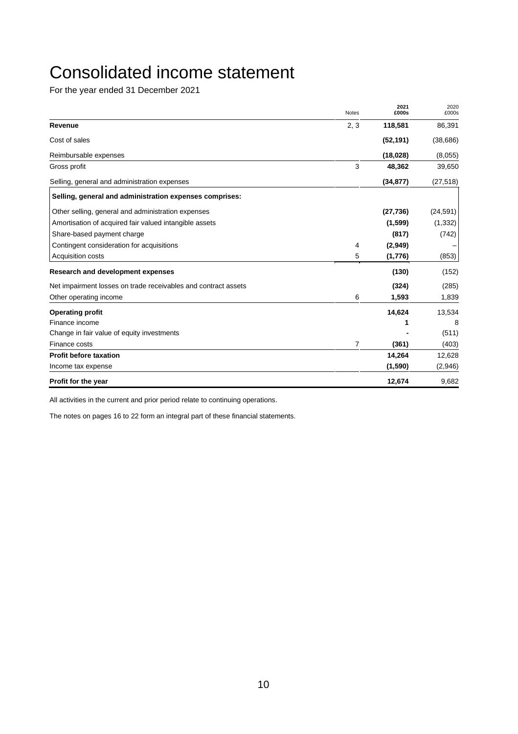# Consolidated income statement

For the year ended 31 December 2021

| | Notes | 2021 £000s | 2020 £000s |
|---|---|---|---|
| **Revenue** | 2, 3 | **118,581** | 86,391 |
| Cost of sales | | **(52,191)** | (38,686) |
| Reimbursable expenses | | **(18,028)** | (8,055) |
| Gross profit | 3 | **48,362** | 39,650 |
| Selling, general and administration expenses | | **(34,877)** | (27,518) |
| **Selling, general and administration expenses comprises:** | | | |
| Other selling, general and administration expenses | | **(27,736)** | (24,591) |
| Amortisation of acquired fair valued intangible assets | | **(1,599)** | (1,332) |
| Share-based payment charge | | **(817)** | (742) |
| Contingent consideration for acquisitions | 4 | **(2,949)** | – |
| Acquisition costs | 5 | **(1,776)** | (853) |
| **Research and development expenses** | | **(130)** | (152) |
| Net impairment losses on trade receivables and contract assets | | **(324)** | (285) |
| Other operating income | 6 | **1,593** | 1,839 |
| **Operating profit** | | **14,624** | 13,534 |
| Finance income | | **1** | 8 |
| Change in fair value of equity investments | | **-** | (511) |
| Finance costs | 7 | **(361)** | (403) |
| **Profit before taxation** | | **14,264** | 12,628 |
| Income tax expense | | **(1,590)** | (2,946) |
| **Profit for the year** | | **12,674** | 9,682 |

All activities in the current and prior period relate to continuing operations.

The notes on pages 16 to 22 form an integral part of these financial statements.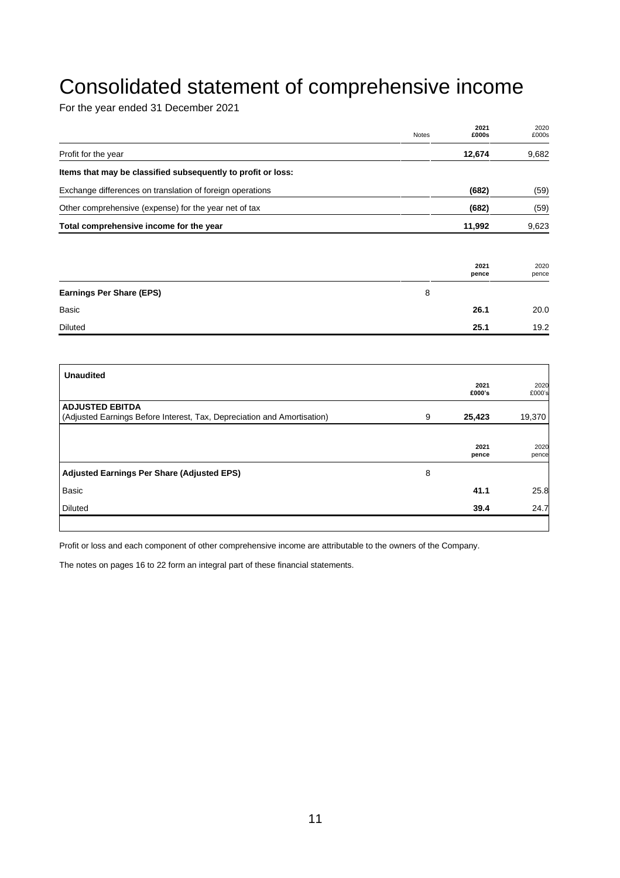# Consolidated statement of comprehensive income

For the year ended 31 December 2021

| | Notes | 2021 £000s | 2020 £000s |
|---|---|---|---|
| Profit for the year | | **12,674** | 9,682 |
| **Items that may be classified subsequently to profit or loss:** | | | |
| Exchange differences on translation of foreign operations | | **(682)** | (59) |
| Other comprehensive (expense) for the year net of tax | | **(682)** | (59) |
| **Total comprehensive income for the year** | | **11,992** | 9,623 |

| | | 2021 pence | 2020 pence |
|---|---|---|---|
| **Earnings Per Share (EPS)** | 8 | | |
| Basic | | **26.1** | 20.0 |
| Diluted | | **25.1** | 19.2 |

**Unaudited**

| | | 2021 £000's | 2020 £000's |
|---|---|---|---|
| **ADJUSTED EBITDA** (Adjusted Earnings Before Interest, Tax, Depreciation and Amortisation) | 9 | **25,423** | 19,370 |

| | | 2021 pence | 2020 pence |
|---|---|---|---|
| **Adjusted Earnings Per Share (Adjusted EPS)** | 8 | | |
| Basic | | **41.1** | 25.8 |
| Diluted | | **39.4** | 24.7 |

Profit or loss and each component of other comprehensive income are attributable to the owners of the Company.

The notes on pages 16 to 22 form an integral part of these financial statements.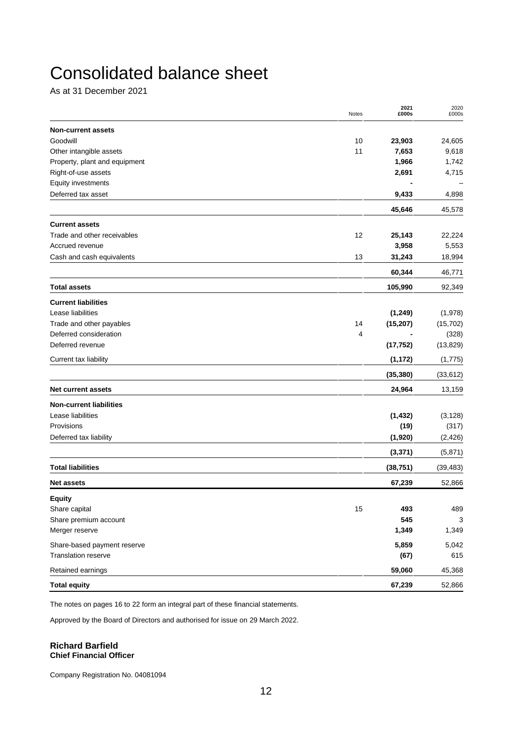# Consolidated balance sheet

As at 31 December 2021

| | Notes | 2021 £000s | 2020 £000s |
|---|---|---|---|
| **Non-current assets** | | | |
| Goodwill | 10 | **23,903** | 24,605 |
| Other intangible assets | 11 | **7,653** | 9,618 |
| Property, plant and equipment | | **1,966** | 1,742 |
| Right-of-use assets | | **2,691** | 4,715 |
| Equity investments | | **-** | – |
| Deferred tax asset | | **9,433** | 4,898 |
| | | **45,646** | 45,578 |
| **Current assets** | | | |
| Trade and other receivables | 12 | **25,143** | 22,224 |
| Accrued revenue | | **3,958** | 5,553 |
| Cash and cash equivalents | 13 | **31,243** | 18,994 |
| | | **60,344** | 46,771 |
| **Total assets** | | **105,990** | 92,349 |
| **Current liabilities** | | | |
| Lease liabilities | | **(1,249)** | (1,978) |
| Trade and other payables | 14 | **(15,207)** | (15,702) |
| Deferred consideration | 4 | **-** | (328) |
| Deferred revenue | | **(17,752)** | (13,829) |
| Current tax liability | | **(1,172)** | (1,775) |
| | | **(35,380)** | (33,612) |
| **Net current assets** | | **24,964** | 13,159 |
| **Non-current liabilities** | | | |
| Lease liabilities | | **(1,432)** | (3,128) |
| Provisions | | **(19)** | (317) |
| Deferred tax liability | | **(1,920)** | (2,426) |
| | | **(3,371)** | (5,871) |
| **Total liabilities** | | **(38,751)** | (39,483) |
| **Net assets** | | **67,239** | 52,866 |
| **Equity** | | | |
| Share capital | 15 | **493** | 489 |
| Share premium account | | **545** | 3 |
| Merger reserve | | **1,349** | 1,349 |
| Share-based payment reserve | | **5,859** | 5,042 |
| Translation reserve | | **(67)** | 615 |
| Retained earnings | | **59,060** | 45,368 |
| **Total equity** | | **67,239** | 52,866 |

The notes on pages 16 to 22 form an integral part of these financial statements.

Approved by the Board of Directors and authorised for issue on 29 March 2022.

**Richard Barfield**
**Chief Financial Officer**

Company Registration No. 04081094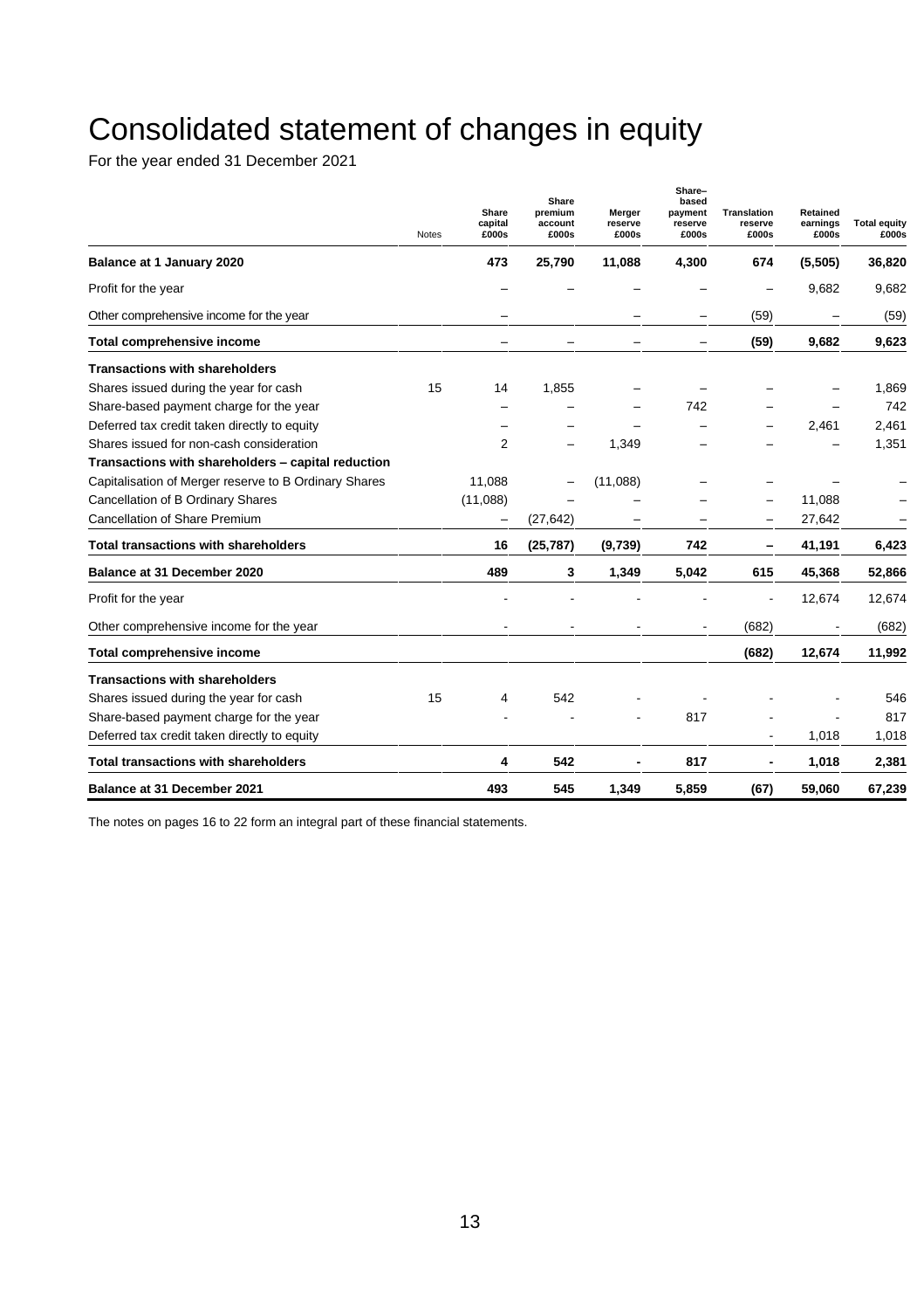# Consolidated statement of changes in equity

For the year ended 31 December 2021

| | Notes | Share capital £000s | Share premium account £000s | Merger reserve £000s | Share–based payment reserve £000s | Translation reserve £000s | Retained earnings £000s | Total equity £000s |
|---|---|---|---|---|---|---|---|---|
| **Balance at 1 January 2020** | | **473** | **25,790** | **11,088** | **4,300** | **674** | **(5,505)** | **36,820** |
| Profit for the year | | – | – | – | – | – | 9,682 | 9,682 |
| Other comprehensive income for the year | | – | | – | – | (59) | – | (59) |
| **Total comprehensive income** | | – | – | – | – | **(59)** | **9,682** | **9,623** |
| **Transactions with shareholders** | | | | | | | | |
| Shares issued during the year for cash | 15 | 14 | 1,855 | – | – | – | – | 1,869 |
| Share-based payment charge for the year | | – | – | – | 742 | – | – | 742 |
| Deferred tax credit taken directly to equity | | – | – | – | – | – | 2,461 | 2,461 |
| Shares issued for non-cash consideration | | 2 | – | 1,349 | – | – | – | 1,351 |
| **Transactions with shareholders – capital reduction** | | | | | | | | |
| Capitalisation of Merger reserve to B Ordinary Shares | | 11,088 | – | (11,088) | – | – | – | – |
| Cancellation of B Ordinary Shares | | (11,088) | – | – | – | – | 11,088 | – |
| Cancellation of Share Premium | | – | (27,642) | – | – | – | 27,642 | – |
| **Total transactions with shareholders** | | **16** | **(25,787)** | **(9,739)** | **742** | **–** | **41,191** | **6,423** |
| **Balance at 31 December 2020** | | **489** | **3** | **1,349** | **5,042** | **615** | **45,368** | **52,866** |
| Profit for the year | | - | - | - | - | - | 12,674 | 12,674 |
| Other comprehensive income for the year | | - | - | - | - | (682) | - | (682) |
| **Total comprehensive income** | | | | | | **(682)** | **12,674** | **11,992** |
| **Transactions with shareholders** | | | | | | | | |
| Shares issued during the year for cash | 15 | 4 | 542 | - | - | - | - | 546 |
| Share-based payment charge for the year | | - | - | - | 817 | - | - | 817 |
| Deferred tax credit taken directly to equity | | | | | | - | 1,018 | 1,018 |
| **Total transactions with shareholders** | | **4** | **542** | **-** | **817** | **-** | **1,018** | **2,381** |
| **Balance at 31 December 2021** | | **493** | **545** | **1,349** | **5,859** | **(67)** | **59,060** | **67,239** |

The notes on pages 16 to 22 form an integral part of these financial statements.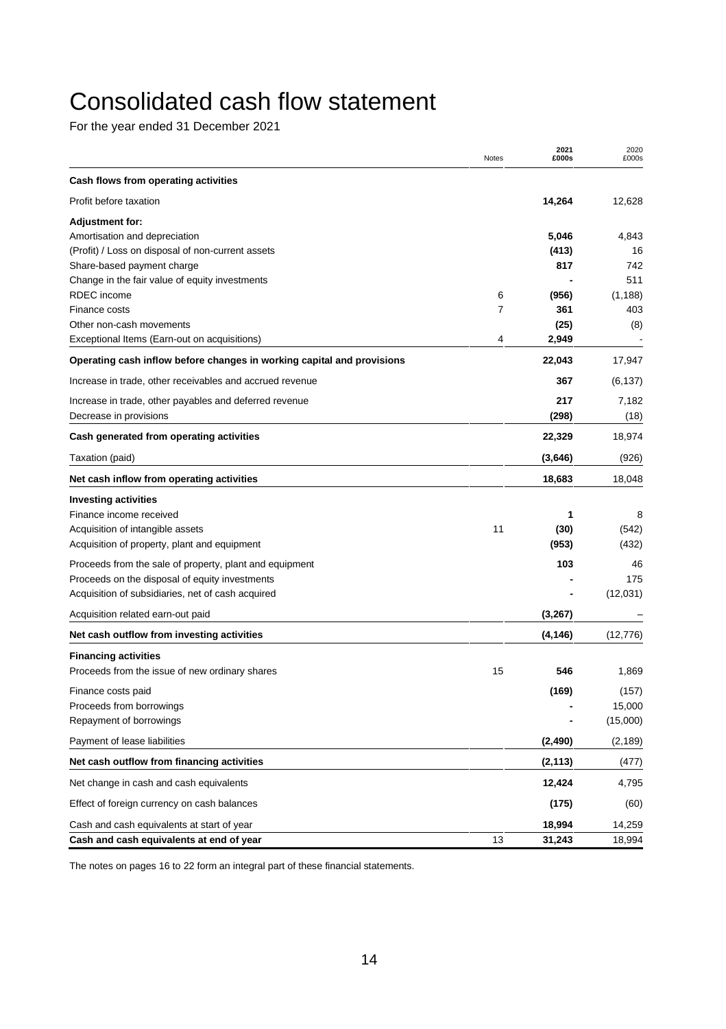# Consolidated cash flow statement

For the year ended 31 December 2021

| | Notes | 2021 £000s | 2020 £000s |
|---|---|---|---|
| **Cash flows from operating activities** | | | |
| Profit before taxation | | **14,264** | 12,628 |
| **Adjustment for:** | | | |
| Amortisation and depreciation | | **5,046** | 4,843 |
| (Profit) / Loss on disposal of non-current assets | | **(413)** | 16 |
| Share-based payment charge | | **817** | 742 |
| Change in the fair value of equity investments | | **-** | 511 |
| RDEC income | 6 | **(956)** | (1,188) |
| Finance costs | 7 | **361** | 403 |
| Other non-cash movements | | **(25)** | (8) |
| Exceptional Items (Earn-out on acquisitions) | 4 | **2,949** | - |
| **Operating cash inflow before changes in working capital and provisions** | | **22,043** | 17,947 |
| Increase in trade, other receivables and accrued revenue | | **367** | (6,137) |
| Increase in trade, other payables and deferred revenue | | **217** | 7,182 |
| Decrease in provisions | | **(298)** | (18) |
| **Cash generated from operating activities** | | **22,329** | 18,974 |
| Taxation (paid) | | **(3,646)** | (926) |
| **Net cash inflow from operating activities** | | **18,683** | 18,048 |
| **Investing activities** | | | |
| Finance income received | | **1** | 8 |
| Acquisition of intangible assets | 11 | **(30)** | (542) |
| Acquisition of property, plant and equipment | | **(953)** | (432) |
| Proceeds from the sale of property, plant and equipment | | **103** | 46 |
| Proceeds on the disposal of equity investments | | **-** | 175 |
| Acquisition of subsidiaries, net of cash acquired | | **-** | (12,031) |
| Acquisition related earn-out paid | | **(3,267)** | – |
| **Net cash outflow from investing activities** | | **(4,146)** | (12,776) |
| **Financing activities** | | | |
| Proceeds from the issue of new ordinary shares | 15 | **546** | 1,869 |
| Finance costs paid | | **(169)** | (157) |
| Proceeds from borrowings | | **-** | 15,000 |
| Repayment of borrowings | | **-** | (15,000) |
| Payment of lease liabilities | | **(2,490)** | (2,189) |
| **Net cash outflow from financing activities** | | **(2,113)** | (477) |
| Net change in cash and cash equivalents | | **12,424** | 4,795 |
| Effect of foreign currency on cash balances | | **(175)** | (60) |
| Cash and cash equivalents at start of year | | **18,994** | 14,259 |
| **Cash and cash equivalents at end of year** | 13 | **31,243** | 18,994 |

The notes on pages 16 to 22 form an integral part of these financial statements.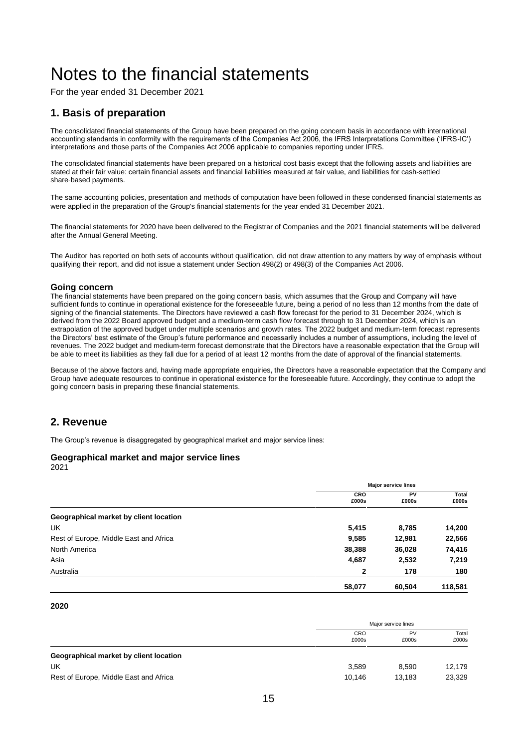# Notes to the financial statements

For the year ended 31 December 2021

## 1. Basis of preparation

The consolidated financial statements of the Group have been prepared on the going concern basis in accordance with international accounting standards in conformity with the requirements of the Companies Act 2006, the IFRS Interpretations Committee ('IFRS-IC') interpretations and those parts of the Companies Act 2006 applicable to companies reporting under IFRS.

The consolidated financial statements have been prepared on a historical cost basis except that the following assets and liabilities are stated at their fair value: certain financial assets and financial liabilities measured at fair value, and liabilities for cash-settled share-based payments.

The same accounting policies, presentation and methods of computation have been followed in these condensed financial statements as were applied in the preparation of the Group's financial statements for the year ended 31 December 2021.

The financial statements for 2020 have been delivered to the Registrar of Companies and the 2021 financial statements will be delivered after the Annual General Meeting.

The Auditor has reported on both sets of accounts without qualification, did not draw attention to any matters by way of emphasis without qualifying their report, and did not issue a statement under Section 498(2) or 498(3) of the Companies Act 2006.

### Going concern

The financial statements have been prepared on the going concern basis, which assumes that the Group and Company will have sufficient funds to continue in operational existence for the foreseeable future, being a period of no less than 12 months from the date of signing of the financial statements. The Directors have reviewed a cash flow forecast for the period to 31 December 2024, which is derived from the 2022 Board approved budget and a medium-term cash flow forecast through to 31 December 2024, which is an extrapolation of the approved budget under multiple scenarios and growth rates. The 2022 budget and medium-term forecast represents the Directors' best estimate of the Group's future performance and necessarily includes a number of assumptions, including the level of revenues. The 2022 budget and medium-term forecast demonstrate that the Directors have a reasonable expectation that the Group will be able to meet its liabilities as they fall due for a period of at least 12 months from the date of approval of the financial statements.

Because of the above factors and, having made appropriate enquiries, the Directors have a reasonable expectation that the Company and Group have adequate resources to continue in operational existence for the foreseeable future. Accordingly, they continue to adopt the going concern basis in preparing these financial statements.

## 2. Revenue

The Group's revenue is disaggregated by geographical market and major service lines:

### Geographical market and major service lines

2021

| | Major service lines | | |
|---|---|---|---|
| | **CRO £000s** | **PV £000s** | **Total £000s** |
| **Geographical market by client location** | | | |
| UK | **5,415** | **8,785** | **14,200** |
| Rest of Europe, Middle East and Africa | **9,585** | **12,981** | **22,566** |
| North America | **38,388** | **36,028** | **74,416** |
| Asia | **4,687** | **2,532** | **7,219** |
| Australia | **2** | **178** | **180** |
| | **58,077** | **60,504** | **118,581** |

**2020**

| | Major service lines | | |
|---|---|---|---|
| | CRO £000s | PV £000s | Total £000s |
| **Geographical market by client location** | | | |
| UK | 3,589 | 8,590 | 12,179 |
| Rest of Europe, Middle East and Africa | 10,146 | 13,183 | 23,329 |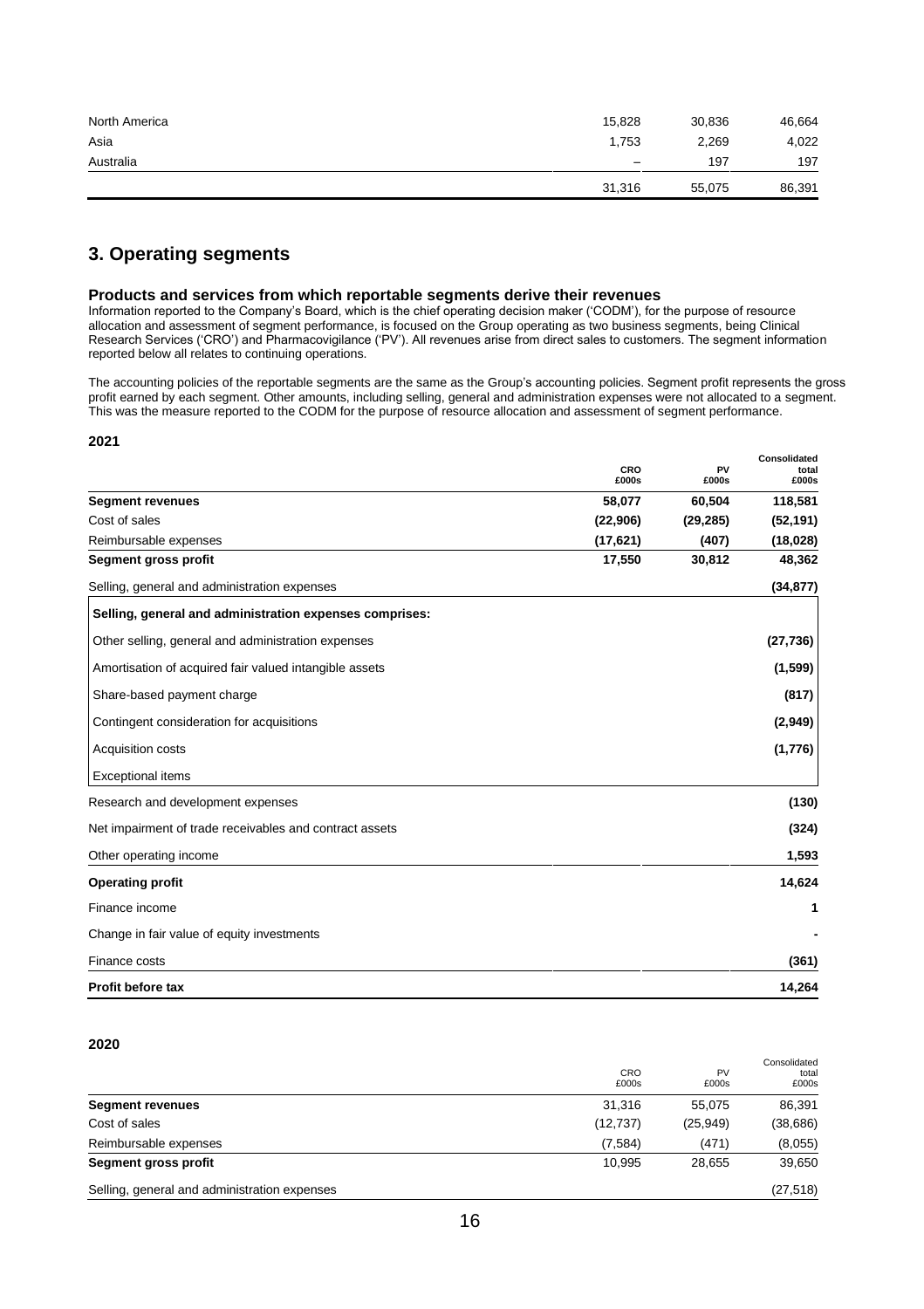| | | | |
|---|---|---|---|
| North America | 15,828 | 30,836 | 46,664 |
| Asia | 1,753 | 2,269 | 4,022 |
| Australia | – | 197 | 197 |
| | 31,316 | 55,075 | 86,391 |

## 3. Operating segments

### Products and services from which reportable segments derive their revenues

Information reported to the Company's Board, which is the chief operating decision maker ('CODM'), for the purpose of resource allocation and assessment of segment performance, is focused on the Group operating as two business segments, being Clinical Research Services ('CRO') and Pharmacovigilance ('PV'). All revenues arise from direct sales to customers. The segment information reported below all relates to continuing operations.

The accounting policies of the reportable segments are the same as the Group's accounting policies. Segment profit represents the gross profit earned by each segment. Other amounts, including selling, general and administration expenses were not allocated to a segment. This was the measure reported to the CODM for the purpose of resource allocation and assessment of segment performance.

**2021**

| | CRO £000s | PV £000s | Consolidated total £000s |
|---|---|---|---|
| **Segment revenues** | **58,077** | **60,504** | **118,581** |
| Cost of sales | **(22,906)** | **(29,285)** | **(52,191)** |
| Reimbursable expenses | **(17,621)** | **(407)** | **(18,028)** |
| **Segment gross profit** | **17,550** | **30,812** | **48,362** |
| Selling, general and administration expenses | | | **(34,877)** |
| **Selling, general and administration expenses comprises:** | | | |
| Other selling, general and administration expenses | | | **(27,736)** |
| Amortisation of acquired fair valued intangible assets | | | **(1,599)** |
| Share-based payment charge | | | **(817)** |
| Contingent consideration for acquisitions | | | **(2,949)** |
| Acquisition costs | | | **(1,776)** |
| Exceptional items | | | |
| Research and development expenses | | | **(130)** |
| Net impairment of trade receivables and contract assets | | | **(324)** |
| Other operating income | | | **1,593** |
| **Operating profit** | | | **14,624** |
| Finance income | | | **1** |
| Change in fair value of equity investments | | | **-** |
| Finance costs | | | **(361)** |
| **Profit before tax** | | | **14,264** |

**2020**

| | CRO £000s | PV £000s | Consolidated total £000s |
|---|---|---|---|
| **Segment revenues** | 31,316 | 55,075 | 86,391 |
| Cost of sales | (12,737) | (25,949) | (38,686) |
| Reimbursable expenses | (7,584) | (471) | (8,055) |
| **Segment gross profit** | 10,995 | 28,655 | 39,650 |
| Selling, general and administration expenses | | | (27,518) |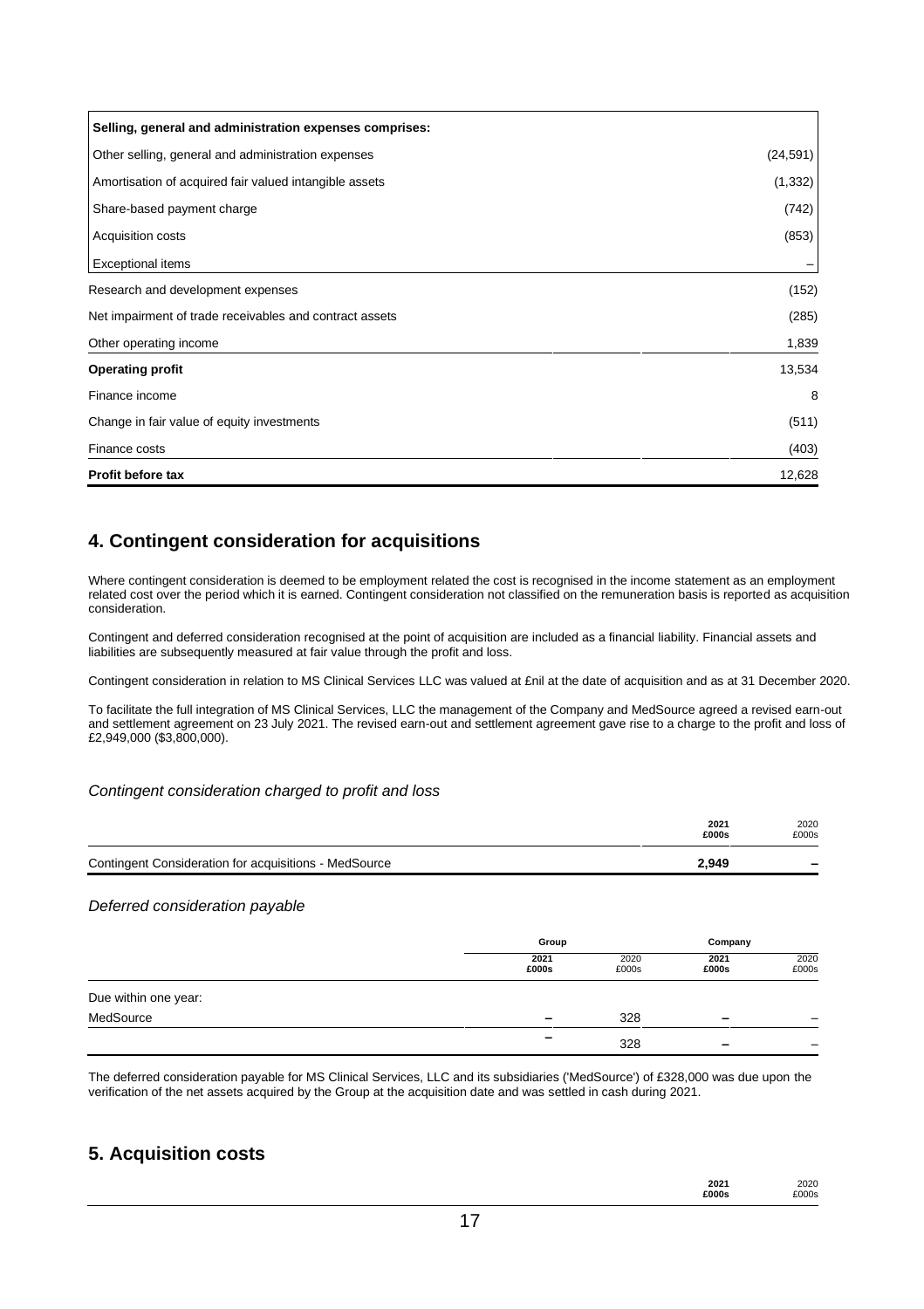| | |
|---|---|
| **Selling, general and administration expenses comprises:** | |
| Other selling, general and administration expenses | (24,591) |
| Amortisation of acquired fair valued intangible assets | (1,332) |
| Share-based payment charge | (742) |
| Acquisition costs | (853) |
| Exceptional items | – |
| Research and development expenses | (152) |
| Net impairment of trade receivables and contract assets | (285) |
| Other operating income | 1,839 |
| **Operating profit** | 13,534 |
| Finance income | 8 |
| Change in fair value of equity investments | (511) |
| Finance costs | (403) |
| **Profit before tax** | 12,628 |

## 4. Contingent consideration for acquisitions

Where contingent consideration is deemed to be employment related the cost is recognised in the income statement as an employment related cost over the period which it is earned. Contingent consideration not classified on the remuneration basis is reported as acquisition consideration.

Contingent and deferred consideration recognised at the point of acquisition are included as a financial liability. Financial assets and liabilities are subsequently measured at fair value through the profit and loss.

Contingent consideration in relation to MS Clinical Services LLC was valued at £nil at the date of acquisition and as at 31 December 2020.

To facilitate the full integration of MS Clinical Services, LLC the management of the Company and MedSource agreed a revised earn-out and settlement agreement on 23 July 2021. The revised earn-out and settlement agreement gave rise to a charge to the profit and loss of £2,949,000 ($3,800,000).

*Contingent consideration charged to profit and loss*

| | **2021 £000s** | 2020 £000s |
|---|---|---|
| Contingent Consideration for acquisitions - MedSource | **2,949** | – |

*Deferred consideration payable*

| | **Group** | | **Company** | |
|---|---|---|---|---|
| | **2021 £000s** | 2020 £000s | **2021 £000s** | 2020 £000s |
| Due within one year: | | | | |
| MedSource | **–** | 328 | **–** | – |
| | **–** | 328 | **–** | – |

The deferred consideration payable for MS Clinical Services, LLC and its subsidiaries ('MedSource') of £328,000 was due upon the verification of the net assets acquired by the Group at the acquisition date and was settled in cash during 2021.

## 5. Acquisition costs

| | **2021 £000s** | 2020 £000s |
|---|---|---|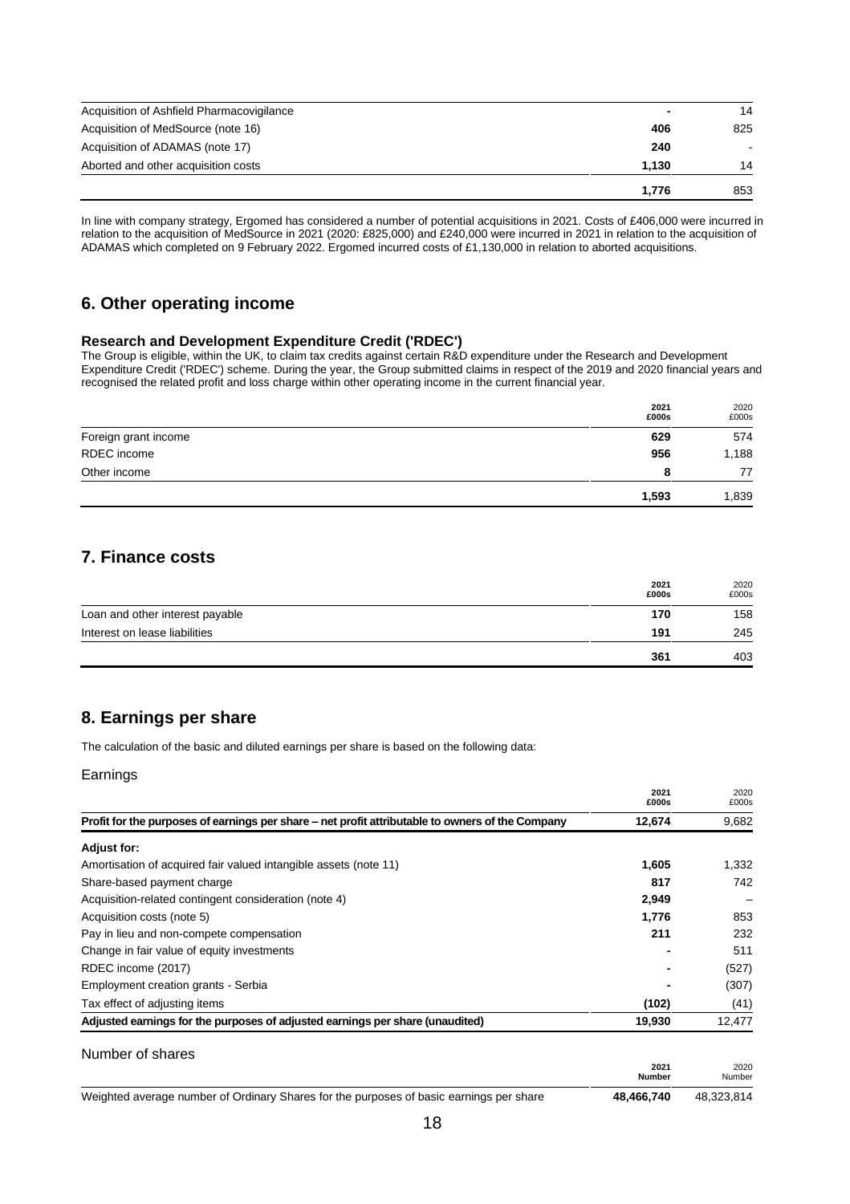| | | |
|---|---|---|
| Acquisition of Ashfield Pharmacovigilance | **-** | 14 |
| Acquisition of MedSource (note 16) | **406** | 825 |
| Acquisition of ADAMAS (note 17) | **240** | - |
| Aborted and other acquisition costs | **1,130** | 14 |
| | **1,776** | 853 |

In line with company strategy, Ergomed has considered a number of potential acquisitions in 2021. Costs of £406,000 were incurred in relation to the acquisition of MedSource in 2021 (2020: £825,000) and £240,000 were incurred in 2021 in relation to the acquisition of ADAMAS which completed on 9 February 2022. Ergomed incurred costs of £1,130,000 in relation to aborted acquisitions.

## 6. Other operating income

### Research and Development Expenditure Credit ('RDEC')

The Group is eligible, within the UK, to claim tax credits against certain R&D expenditure under the Research and Development Expenditure Credit ('RDEC') scheme. During the year, the Group submitted claims in respect of the 2019 and 2020 financial years and recognised the related profit and loss charge within other operating income in the current financial year.

| | **2021 £000s** | 2020 £000s |
|---|---|---|
| Foreign grant income | **629** | 574 |
| RDEC income | **956** | 1,188 |
| Other income | **8** | 77 |
| | **1,593** | 1,839 |

## 7. Finance costs

| | **2021 £000s** | 2020 £000s |
|---|---|---|
| Loan and other interest payable | **170** | 158 |
| Interest on lease liabilities | **191** | 245 |
| | **361** | 403 |

## 8. Earnings per share

The calculation of the basic and diluted earnings per share is based on the following data:

Earnings

| | **2021 £000s** | 2020 £000s |
|---|---|---|
| **Profit for the purposes of earnings per share – net profit attributable to owners of the Company** | **12,674** | 9,682 |
| **Adjust for:** | | |
| Amortisation of acquired fair valued intangible assets (note 11) | **1,605** | 1,332 |
| Share-based payment charge | **817** | 742 |
| Acquisition-related contingent consideration (note 4) | **2,949** | – |
| Acquisition costs (note 5) | **1,776** | 853 |
| Pay in lieu and non-compete compensation | **211** | 232 |
| Change in fair value of equity investments | **-** | 511 |
| RDEC income (2017) | **-** | (527) |
| Employment creation grants - Serbia | **-** | (307) |
| Tax effect of adjusting items | **(102)** | (41) |
| **Adjusted earnings for the purposes of adjusted earnings per share (unaudited)** | **19,930** | 12,477 |

Number of shares

| | **2021 Number** | 2020 Number |
|---|---|---|
| Weighted average number of Ordinary Shares for the purposes of basic earnings per share | **48,466,740** | 48,323,814 |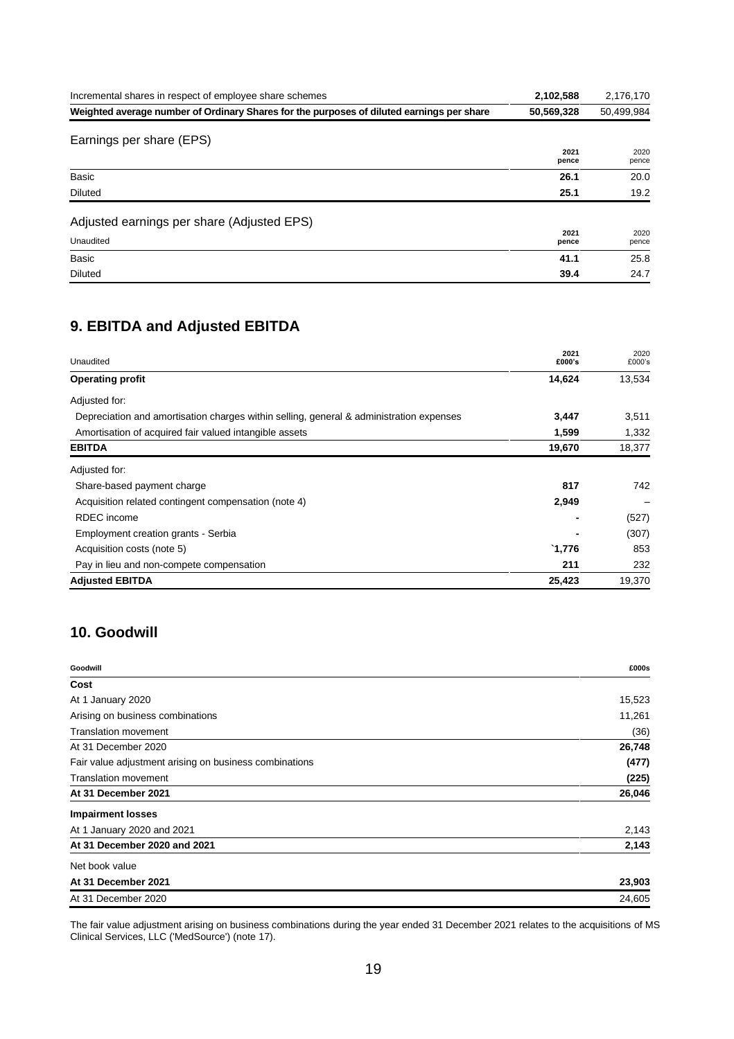| | | |
|---|---|---|
| Incremental shares in respect of employee share schemes | **2,102,588** | 2,176,170 |
| **Weighted average number of Ordinary Shares for the purposes of diluted earnings per share** | **50,569,328** | 50,499,984 |

Earnings per share (EPS)

| | 2021 pence | 2020 pence |
|---|---|---|
| Basic | **26.1** | 20.0 |
| Diluted | **25.1** | 19.2 |

Adjusted earnings per share (Adjusted EPS)

| Unaudited | 2021 pence | 2020 pence |
|---|---|---|
| Basic | **41.1** | 25.8 |
| Diluted | **39.4** | 24.7 |

## 9. EBITDA and Adjusted EBITDA

| Unaudited | 2021 £000's | 2020 £000's |
|---|---|---|
| **Operating profit** | **14,624** | 13,534 |
| Adjusted for: | | |
| Depreciation and amortisation charges within selling, general & administration expenses | **3,447** | 3,511 |
| Amortisation of acquired fair valued intangible assets | **1,599** | 1,332 |
| **EBITDA** | **19,670** | 18,377 |
| Adjusted for: | | |
| Share-based payment charge | **817** | 742 |
| Acquisition related contingent compensation (note 4) | **2,949** | – |
| RDEC income | **-** | (527) |
| Employment creation grants - Serbia | **-** | (307) |
| Acquisition costs (note 5) | **`1,776** | 853 |
| Pay in lieu and non-compete compensation | **211** | 232 |
| **Adjusted EBITDA** | **25,423** | 19,370 |

## 10. Goodwill

| Goodwill | £000s |
|---|---|
| **Cost** | |
| At 1 January 2020 | 15,523 |
| Arising on business combinations | 11,261 |
| Translation movement | (36) |
| At 31 December 2020 | **26,748** |
| Fair value adjustment arising on business combinations | **(477)** |
| Translation movement | **(225)** |
| **At 31 December 2021** | **26,046** |
| **Impairment losses** | |
| At 1 January 2020 and 2021 | 2,143 |
| **At 31 December 2020 and 2021** | **2,143** |
| Net book value | |
| **At 31 December 2021** | **23,903** |
| At 31 December 2020 | 24,605 |

The fair value adjustment arising on business combinations during the year ended 31 December 2021 relates to the acquisitions of MS Clinical Services, LLC ('MedSource') (note 17).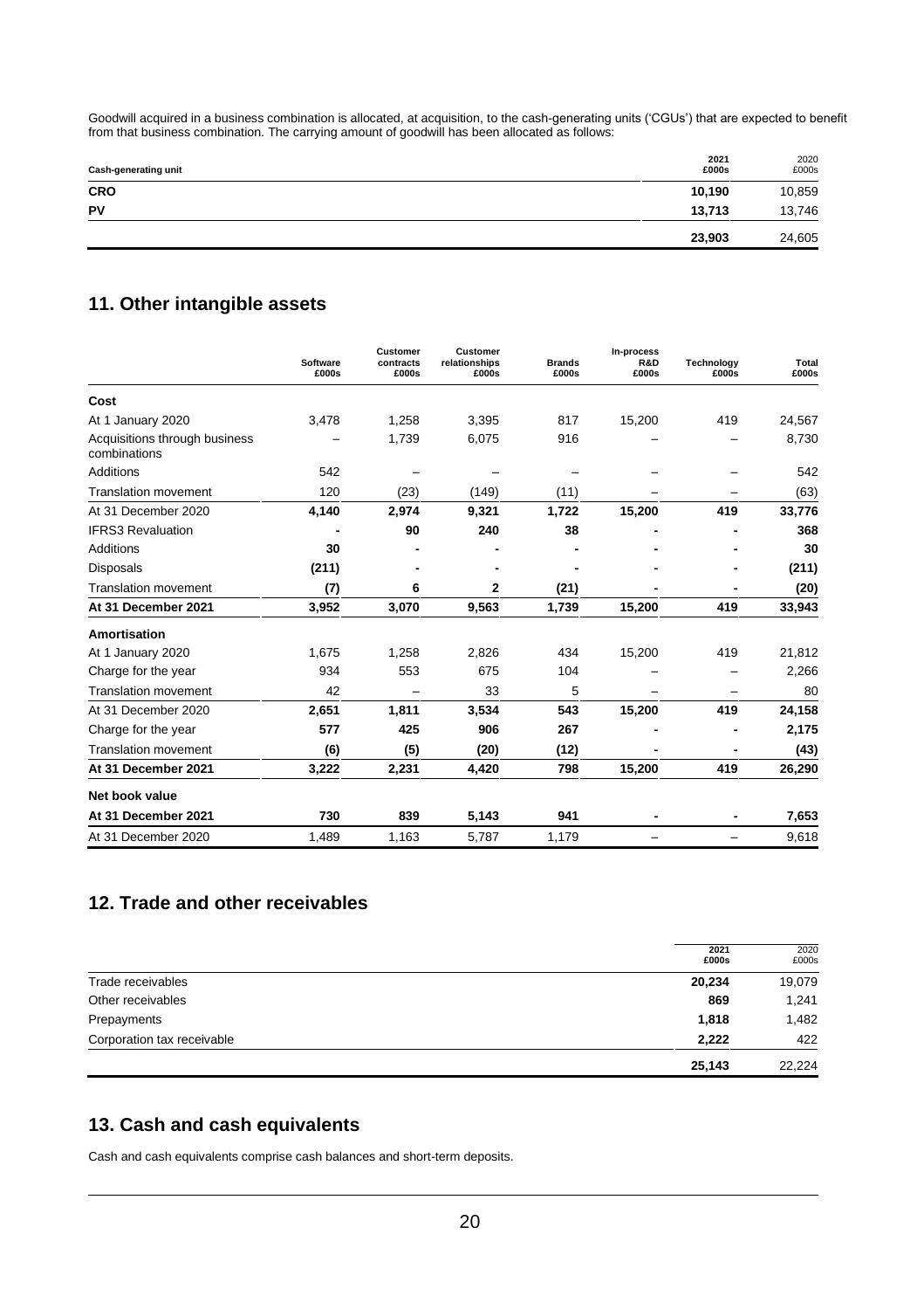Goodwill acquired in a business combination is allocated, at acquisition, to the cash-generating units ('CGUs') that are expected to benefit from that business combination. The carrying amount of goodwill has been allocated as follows:

| Cash-generating unit | 2021 £000s | 2020 £000s |
|---|---|---|
| **CRO** | **10,190** | 10,859 |
| **PV** | **13,713** | 13,746 |
| | **23,903** | 24,605 |

## 11. Other intangible assets

| | Software £000s | Customer contracts £000s | Customer relationships £000s | Brands £000s | In-process R&D £000s | Technology £000s | Total £000s |
|---|---|---|---|---|---|---|---|
| **Cost** | | | | | | | |
| At 1 January 2020 | 3,478 | 1,258 | 3,395 | 817 | 15,200 | 419 | 24,567 |
| Acquisitions through business combinations | – | 1,739 | 6,075 | 916 | – | – | 8,730 |
| Additions | 542 | – | – | – | – | – | 542 |
| Translation movement | 120 | (23) | (149) | (11) | – | – | (63) |
| At 31 December 2020 | **4,140** | **2,974** | **9,321** | **1,722** | **15,200** | **419** | **33,776** |
| IFRS3 Revaluation | **-** | **90** | **240** | **38** | **-** | **-** | **368** |
| Additions | **30** | **-** | **-** | **-** | **-** | **-** | **30** |
| Disposals | **(211)** | **-** | **-** | **-** | **-** | **-** | **(211)** |
| Translation movement | **(7)** | **6** | **2** | **(21)** | **-** | **-** | **(20)** |
| **At 31 December 2021** | **3,952** | **3,070** | **9,563** | **1,739** | **15,200** | **419** | **33,943** |
| **Amortisation** | | | | | | | |
| At 1 January 2020 | 1,675 | 1,258 | 2,826 | 434 | 15,200 | 419 | 21,812 |
| Charge for the year | 934 | 553 | 675 | 104 | – | – | 2,266 |
| Translation movement | 42 | – | 33 | 5 | – | – | 80 |
| At 31 December 2020 | **2,651** | **1,811** | **3,534** | **543** | **15,200** | **419** | **24,158** |
| Charge for the year | **577** | **425** | **906** | **267** | **-** | **-** | **2,175** |
| Translation movement | **(6)** | **(5)** | **(20)** | **(12)** | **-** | **-** | **(43)** |
| **At 31 December 2021** | **3,222** | **2,231** | **4,420** | **798** | **15,200** | **419** | **26,290** |
| **Net book value** | | | | | | | |
| **At 31 December 2021** | **730** | **839** | **5,143** | **941** | **-** | **-** | **7,653** |
| At 31 December 2020 | 1,489 | 1,163 | 5,787 | 1,179 | – | – | 9,618 |

## 12. Trade and other receivables

| | 2021 £000s | 2020 £000s |
|---|---|---|
| Trade receivables | **20,234** | 19,079 |
| Other receivables | **869** | 1,241 |
| Prepayments | **1,818** | 1,482 |
| Corporation tax receivable | **2,222** | 422 |
| | **25,143** | 22,224 |

## 13. Cash and cash equivalents

Cash and cash equivalents comprise cash balances and short-term deposits.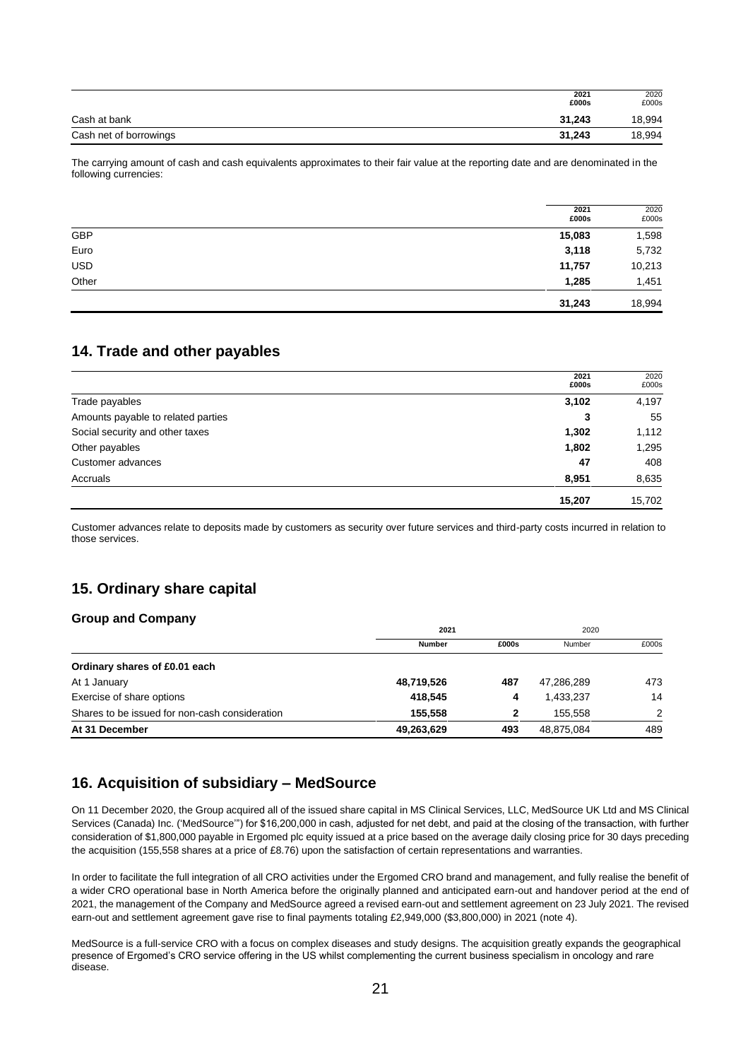| | 2021 £000s | 2020 £000s |
|---|---|---|
| Cash at bank | **31,243** | 18,994 |
| Cash net of borrowings | **31,243** | 18,994 |

The carrying amount of cash and cash equivalents approximates to their fair value at the reporting date and are denominated in the following currencies:

| | 2021 £000s | 2020 £000s |
|---|---|---|
| GBP | **15,083** | 1,598 |
| Euro | **3,118** | 5,732 |
| USD | **11,757** | 10,213 |
| Other | **1,285** | 1,451 |
| | **31,243** | 18,994 |

## 14. Trade and other payables

| | 2021 £000s | 2020 £000s |
|---|---|---|
| Trade payables | **3,102** | 4,197 |
| Amounts payable to related parties | **3** | 55 |
| Social security and other taxes | **1,302** | 1,112 |
| Other payables | **1,802** | 1,295 |
| Customer advances | **47** | 408 |
| Accruals | **8,951** | 8,635 |
| | **15,207** | 15,702 |

Customer advances relate to deposits made by customers as security over future services and third-party costs incurred in relation to those services.

## 15. Ordinary share capital

### Group and Company

| | 2021 | | 2020 | |
|---|---|---|---|---|
| | **Number** | **£000s** | Number | £000s |
| **Ordinary shares of £0.01 each** | | | | |
| At 1 January | **48,719,526** | **487** | 47,286,289 | 473 |
| Exercise of share options | **418,545** | **4** | 1,433,237 | 14 |
| Shares to be issued for non-cash consideration | **155,558** | **2** | 155,558 | 2 |
| **At 31 December** | **49,263,629** | **493** | 48,875,084 | 489 |

## 16. Acquisition of subsidiary – MedSource

On 11 December 2020, the Group acquired all of the issued share capital in MS Clinical Services, LLC, MedSource UK Ltd and MS Clinical Services (Canada) Inc. ('MedSource'') for $16,200,000 in cash, adjusted for net debt, and paid at the closing of the transaction, with further consideration of $1,800,000 payable in Ergomed plc equity issued at a price based on the average daily closing price for 30 days preceding the acquisition (155,558 shares at a price of £8.76) upon the satisfaction of certain representations and warranties.

In order to facilitate the full integration of all CRO activities under the Ergomed CRO brand and management, and fully realise the benefit of a wider CRO operational base in North America before the originally planned and anticipated earn-out and handover period at the end of 2021, the management of the Company and MedSource agreed a revised earn-out and settlement agreement on 23 July 2021. The revised earn-out and settlement agreement gave rise to final payments totaling £2,949,000 ($3,800,000) in 2021 (note 4).

MedSource is a full-service CRO with a focus on complex diseases and study designs. The acquisition greatly expands the geographical presence of Ergomed's CRO service offering in the US whilst complementing the current business specialism in oncology and rare disease.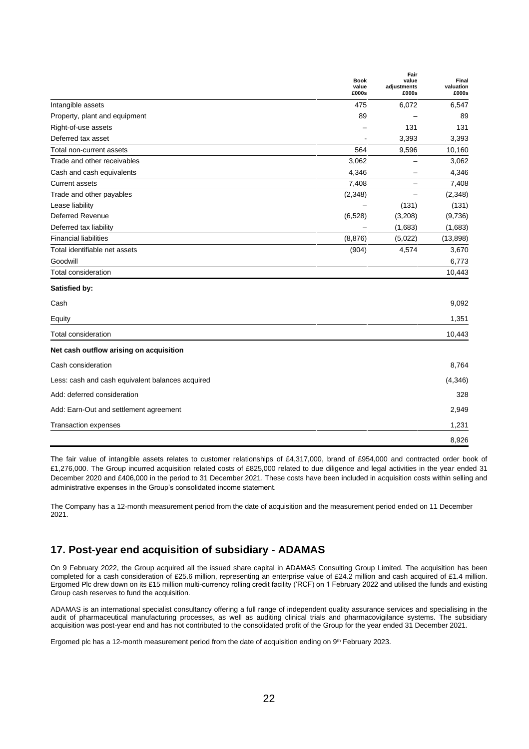| | Book value £000s | Fair value adjustments £000s | Final valuation £000s |
|---|---|---|---|
| Intangible assets | 475 | 6,072 | 6,547 |
| Property, plant and equipment | 89 | – | 89 |
| Right-of-use assets | – | 131 | 131 |
| Deferred tax asset | - | 3,393 | 3,393 |
| Total non-current assets | 564 | 9,596 | 10,160 |
| Trade and other receivables | 3,062 | – | 3,062 |
| Cash and cash equivalents | 4,346 | – | 4,346 |
| Current assets | 7,408 | – | 7,408 |
| Trade and other payables | (2,348) | – | (2,348) |
| Lease liability | – | (131) | (131) |
| Deferred Revenue | (6,528) | (3,208) | (9,736) |
| Deferred tax liability | – | (1,683) | (1,683) |
| Financial liabilities | (8,876) | (5,022) | (13,898) |
| Total identifiable net assets | (904) | 4,574 | 3,670 |
| Goodwill | | | 6,773 |
| Total consideration | | | 10,443 |
| **Satisfied by:** | | | |
| Cash | | | 9,092 |
| Equity | | | 1,351 |
| Total consideration | | | 10,443 |
| **Net cash outflow arising on acquisition** | | | |
| Cash consideration | | | 8,764 |
| Less: cash and cash equivalent balances acquired | | | (4,346) |
| Add: deferred consideration | | | 328 |
| Add: Earn-Out and settlement agreement | | | 2,949 |
| Transaction expenses | | | 1,231 |
| | | | 8,926 |

The fair value of intangible assets relates to customer relationships of £4,317,000, brand of £954,000 and contracted order book of £1,276,000. The Group incurred acquisition related costs of £825,000 related to due diligence and legal activities in the year ended 31 December 2020 and £406,000 in the period to 31 December 2021. These costs have been included in acquisition costs within selling and administrative expenses in the Group's consolidated income statement.

The Company has a 12-month measurement period from the date of acquisition and the measurement period ended on 11 December 2021.

## 17. Post-year end acquisition of subsidiary - ADAMAS

On 9 February 2022, the Group acquired all the issued share capital in ADAMAS Consulting Group Limited. The acquisition has been completed for a cash consideration of £25.6 million, representing an enterprise value of £24.2 million and cash acquired of £1.4 million. Ergomed Plc drew down on its £15 million multi-currency rolling credit facility ('RCF) on 1 February 2022 and utilised the funds and existing Group cash reserves to fund the acquisition.

ADAMAS is an international specialist consultancy offering a full range of independent quality assurance services and specialising in the audit of pharmaceutical manufacturing processes, as well as auditing clinical trials and pharmacovigilance systems. The subsidiary acquisition was post-year end and has not contributed to the consolidated profit of the Group for the year ended 31 December 2021.

Ergomed plc has a 12-month measurement period from the date of acquisition ending on 9th February 2023.